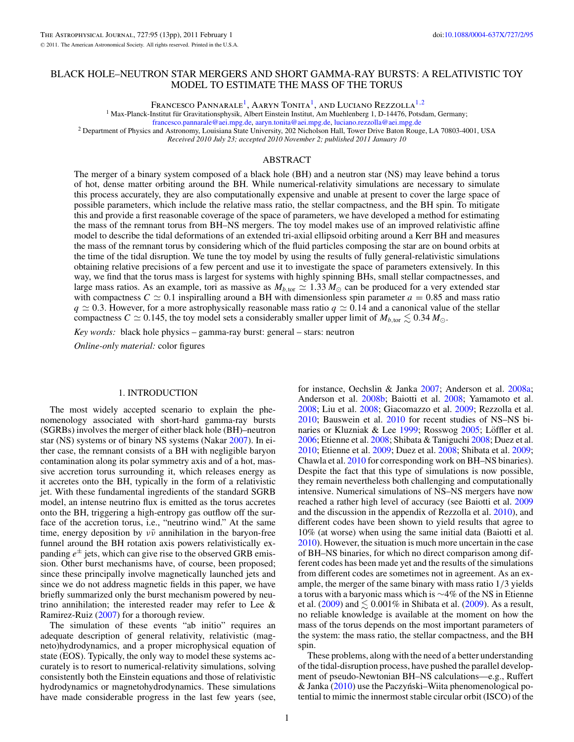# BLACK HOLE–NEUTRON STAR MERGERS AND SHORT GAMMA-RAY BURSTS: A RELATIVISTIC TOY MODEL TO ESTIMATE THE MASS OF THE TORUS

Francesco Pannarale[1], Aaryn Tonita[1], and Luciano Rezzolla[1,2]

[1] Max-Planck-Institut für Gravitationsphysik, Albert Einstein Institut, Am Muehlenberg 1, D-14476, Potsdam, Germany; francesco.pannarale@aei.mpg.de, aaryn.tonita@aei.mpg.de, luciano.rezzolla@aei.mpg.de

[2] Department of Physics and Astronomy, Louisiana State University, 202 Nicholson Hall, Tower Drive Baton Rouge, LA 70803-4001, USA

*Received 2010 July 23; accepted 2010 November 2; published 2011 January 10*

## ABSTRACT

The merger of a binary system composed of a black hole (BH) and a neutron star (NS) may leave behind a torus of hot, dense matter orbiting around the BH. While numerical-relativity simulations are necessary to simulate this process accurately, they are also computationally expensive and unable at present to cover the large space of possible parameters, which include the relative mass ratio, the stellar compactness, and the BH spin. To mitigate this and provide a first reasonable coverage of the space of parameters, we have developed a method for estimating the mass of the remnant torus from BH–NS mergers. The toy model makes use of an improved relativistic affine model to describe the tidal deformations of an extended tri-axial ellipsoid orbiting around a Kerr BH and measures the mass of the remnant torus by considering which of the fluid particles composing the star are on bound orbits at the time of the tidal disruption. We tune the toy model by using the results of fully general-relativistic simulations obtaining relative precisions of a few percent and use it to investigate the space of parameters extensively. In this way, we find that the torus mass is largest for systems with highly spinning BHs, small stellar compactnesses, and large mass ratios. As an example, tori as massive as $M_{b,\rm tor} \simeq 1.33\, M_\odot$ can be produced for a very extended star with compactness $C \simeq 0.1$ inspiralling around a BH with dimensionless spin parameter $a = 0.85$ and mass ratio $q \simeq 0.3$. However, for a more astrophysically reasonable mass ratio $q \simeq 0.14$ and a canonical value of the stellar compactness $C \simeq 0.145$, the toy model sets a considerably smaller upper limit of $M_{b,\rm tor} \lesssim 0.34\, M_\odot$.

*Key words:* black hole physics – gamma-ray burst: general – stars: neutron

*Online-only material:* color figures

## 1. INTRODUCTION

The most widely accepted scenario to explain the phenomenology associated with short-hard gamma-ray bursts (SGRBs) involves the merger of either black hole (BH)–neutron star (NS) systems or of binary NS systems (Nakar 2007). In either case, the remnant consists of a BH with negligible baryon contamination along its polar symmetry axis and of a hot, massive accretion torus surrounding it, which releases energy as it accretes onto the BH, typically in the form of a relativistic jet. With these fundamental ingredients of the standard SGRB model, an intense neutrino flux is emitted as the torus accretes onto the BH, triggering a high-entropy gas outflow off the surface of the accretion torus, i.e., "neutrino wind." At the same time, energy deposition by $\nu\bar{\nu}$ annihilation in the baryon-free funnel around the BH rotation axis powers relativistically expanding $e^{\pm}$ jets, which can give rise to the observed GRB emission. Other burst mechanisms have, of course, been proposed; since these principally involve magnetically launched jets and since we do not address magnetic fields in this paper, we have briefly summarized only the burst mechanism powered by neutrino annihilation; the interested reader may refer to Lee & Ramirez-Ruiz (2007) for a thorough review.

The simulation of these events "ab initio" requires an adequate description of general relativity, relativistic (magneto)hydrodynamics, and a proper microphysical equation of state (EOS). Typically, the only way to model these systems accurately is to resort to numerical-relativity simulations, solving consistently both the Einstein equations and those of relativistic hydrodynamics or magnetohydrodynamics. These simulations have made considerable progress in the last few years (see, for instance, Oechslin & Janka 2007; Anderson et al. 2008a; Anderson et al. 2008b; Baiotti et al. 2008; Yamamoto et al. 2008; Liu et al. 2008; Giacomazzo et al. 2009; Rezzolla et al. 2010; Bauswein et al. 2010 for recent studies of NS–NS binaries or Kluzniak & Lee 1999; Rosswog 2005; Löffler et al. 2006; Etienne et al. 2008; Shibata & Taniguchi 2008; Duez et al. 2010; Etienne et al. 2009; Duez et al. 2008; Shibata et al. 2009; Chawla et al. 2010 for corresponding work on BH–NS binaries). Despite the fact that this type of simulations is now possible, they remain nevertheless both challenging and computationally intensive. Numerical simulations of NS–NS mergers have now reached a rather high level of accuracy (see Baiotti et al. 2009 and the discussion in the appendix of Rezzolla et al. 2010), and different codes have been shown to yield results that agree to 10% (at worse) when using the same initial data (Baiotti et al. 2010). However, the situation is much more uncertain in the case of BH–NS binaries, for which no direct comparison among different codes has been made yet and the results of the simulations from different codes are sometimes not in agreement. As an example, the merger of the same binary with mass ratio $1/3$ yields a torus with a baryonic mass which is $\sim$4% of the NS in Etienne et al. (2009) and $\lesssim 0.001$% in Shibata et al. (2009). As a result, no reliable knowledge is available at the moment on how the mass of the torus depends on the most important parameters of the system: the mass ratio, the stellar compactness, and the BH spin.

These problems, along with the need of a better understanding of the tidal-disruption process, have pushed the parallel development of pseudo-Newtonian BH–NS calculations—e.g., Ruffert & Janka (2010) use the Paczyński–Wiita phenomenological potential to mimic the innermost stable circular orbit (ISCO) of the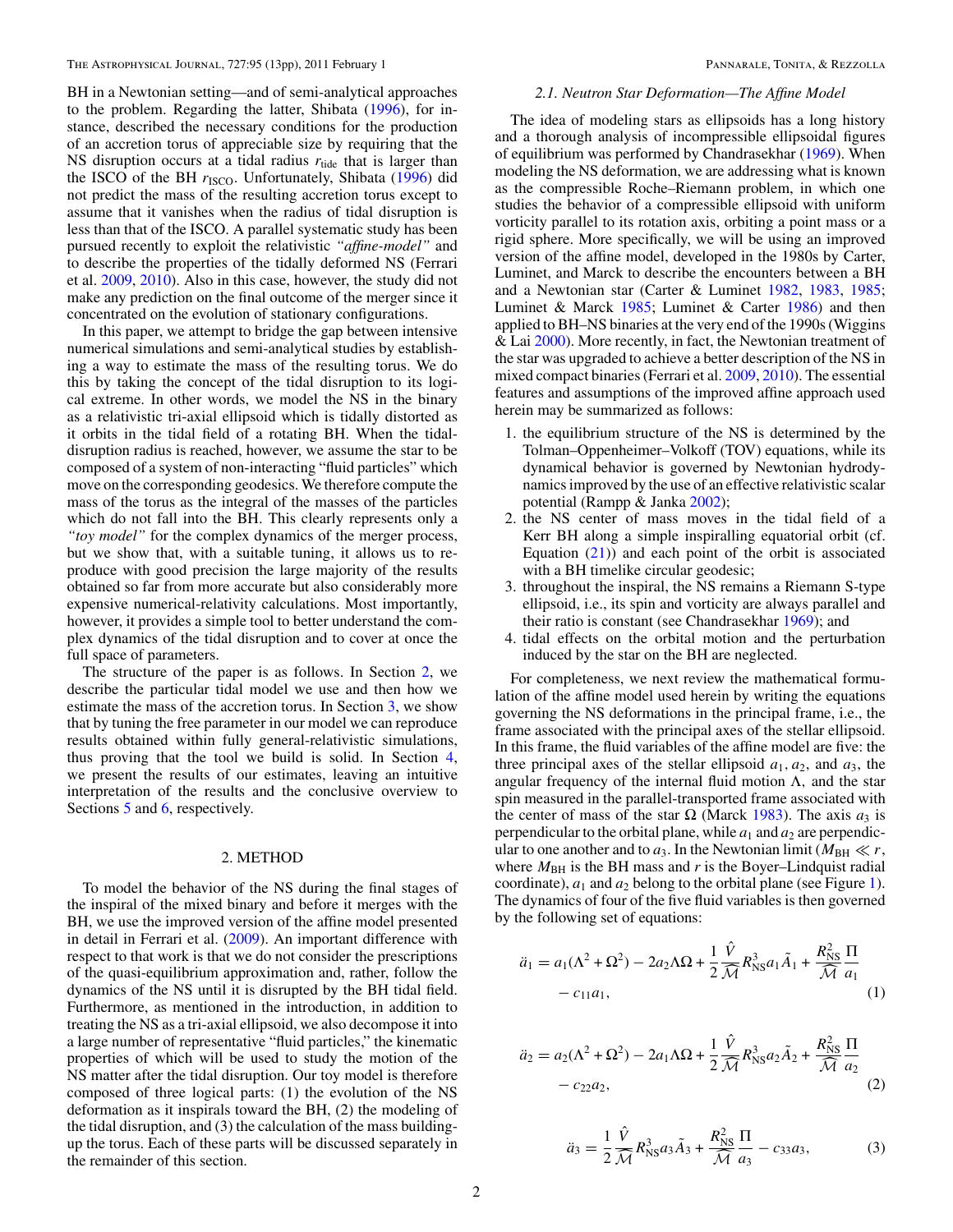BH in a Newtonian setting—and of semi-analytical approaches to the problem. Regarding the latter, Shibata (1996), for instance, described the necessary conditions for the production of an accretion torus of appreciable size by requiring that the NS disruption occurs at a tidal radius $r_{\rm tide}$ that is larger than the ISCO of the BH $r_{\rm ISCO}$. Unfortunately, Shibata (1996) did not predict the mass of the resulting accretion torus except to assume that it vanishes when the radius of tidal disruption is less than that of the ISCO. A parallel systematic study has been pursued recently to exploit the relativistic *"affine-model"* and to describe the properties of the tidally deformed NS (Ferrari et al. 2009, 2010). Also in this case, however, the study did not make any prediction on the final outcome of the merger since it concentrated on the evolution of stationary configurations.

In this paper, we attempt to bridge the gap between intensive numerical simulations and semi-analytical studies by establishing a way to estimate the mass of the resulting torus. We do this by taking the concept of the tidal disruption to its logical extreme. In other words, we model the NS in the binary as a relativistic tri-axial ellipsoid which is tidally distorted as it orbits in the tidal field of a rotating BH. When the tidal-disruption radius is reached, however, we assume the star to be composed of a system of non-interacting "fluid particles" which move on the corresponding geodesics. We therefore compute the mass of the torus as the integral of the masses of the particles which do not fall into the BH. This clearly represents only a *"toy model"* for the complex dynamics of the merger process, but we show that, with a suitable tuning, it allows us to reproduce with good precision the large majority of the results obtained so far from more accurate but also considerably more expensive numerical-relativity calculations. Most importantly, however, it provides a simple tool to better understand the complex dynamics of the tidal disruption and to cover at once the full space of parameters.

The structure of the paper is as follows. In Section 2, we describe the particular tidal model we use and then how we estimate the mass of the accretion torus. In Section 3, we show that by tuning the free parameter in our model we can reproduce results obtained within fully general-relativistic simulations, thus proving that the tool we build is solid. In Section 4, we present the results of our estimates, leaving an intuitive interpretation of the results and the conclusive overview to Sections 5 and 6, respectively.

## 2. METHOD

To model the behavior of the NS during the final stages of the inspiral of the mixed binary and before it merges with the BH, we use the improved version of the affine model presented in detail in Ferrari et al. (2009). An important difference with respect to that work is that we do not consider the prescriptions of the quasi-equilibrium approximation and, rather, follow the dynamics of the NS until it is disrupted by the BH tidal field. Furthermore, as mentioned in the introduction, in addition to treating the NS as a tri-axial ellipsoid, we also decompose it into a large number of representative "fluid particles," the kinematic properties of which will be used to study the motion of the NS matter after the tidal disruption. Our toy model is therefore composed of three logical parts: (1) the evolution of the NS deformation as it inspirals toward the BH, (2) the modeling of the tidal disruption, and (3) the calculation of the mass building-up the torus. Each of these parts will be discussed separately in the remainder of this section.

### 2.1. Neutron Star Deformation—The Affine Model

The idea of modeling stars as ellipsoids has a long history and a thorough analysis of incompressible ellipsoidal figures of equilibrium was performed by Chandrasekhar (1969). When modeling the NS deformation, we are addressing what is known as the compressible Roche–Riemann problem, in which one studies the behavior of a compressible ellipsoid with uniform vorticity parallel to its rotation axis, orbiting a point mass or a rigid sphere. More specifically, we will be using an improved version of the affine model, developed in the 1980s by Carter, Luminet, and Marck to describe the encounters between a BH and a Newtonian star (Carter & Luminet 1982, 1983, 1985; Luminet & Marck 1985; Luminet & Carter 1986) and then applied to BH–NS binaries at the very end of the 1990s (Wiggins & Lai 2000). More recently, in fact, the Newtonian treatment of the star was upgraded to achieve a better description of the NS in mixed compact binaries (Ferrari et al. 2009, 2010). The essential features and assumptions of the improved affine approach used herein may be summarized as follows:

1. the equilibrium structure of the NS is determined by the Tolman–Oppenheimer–Volkoff (TOV) equations, while its dynamical behavior is governed by Newtonian hydrodynamics improved by the use of an effective relativistic scalar potential (Rampp & Janka 2002);
2. the NS center of mass moves in the tidal field of a Kerr BH along a simple inspiralling equatorial orbit (cf. Equation (21)) and each point of the orbit is associated with a BH timelike circular geodesic;
3. throughout the inspiral, the NS remains a Riemann S-type ellipsoid, i.e., its spin and vorticity are always parallel and their ratio is constant (see Chandrasekhar 1969); and
4. tidal effects on the orbital motion and the perturbation induced by the star on the BH are neglected.

For completeness, we next review the mathematical formulation of the affine model used herein by writing the equations governing the NS deformations in the principal frame, i.e., the frame associated with the principal axes of the stellar ellipsoid. In this frame, the fluid variables of the affine model are five: the three principal axes of the stellar ellipsoid $a_1$, $a_2$, and $a_3$, the angular frequency of the internal fluid motion $\Lambda$, and the star spin measured in the parallel-transported frame associated with the center of mass of the star $\Omega$ (Marck 1983). The axis $a_3$ is perpendicular to the orbital plane, while $a_1$ and $a_2$ are perpendicular to one another and to $a_3$. In the Newtonian limit ($M_{\rm BH} \ll r$, where $M_{\rm BH}$ is the BH mass and $r$ is the Boyer–Lindquist radial coordinate), $a_1$ and $a_2$ belong to the orbital plane (see Figure 1). The dynamics of four of the five fluid variables is then governed by the following set of equations:

$$\ddot{a}_1 = a_1(\Lambda^2 + \Omega^2) - 2a_2\Lambda\Omega + \frac{1}{2}\frac{\hat{V}}{\widehat{\mathcal{M}}}R_{\rm NS}^3 a_1\tilde{A}_1 + \frac{R_{\rm NS}^2}{\widehat{\mathcal{M}}}\frac{\Pi}{a_1} - c_{11}a_1, \tag{1}$$

$$\ddot{a}_2 = a_2(\Lambda^2 + \Omega^2) - 2a_1\Lambda\Omega + \frac{1}{2}\frac{\hat{V}}{\widehat{\mathcal{M}}}R_{\rm NS}^3 a_2\tilde{A}_2 + \frac{R_{\rm NS}^2}{\widehat{\mathcal{M}}}\frac{\Pi}{a_2} - c_{22}a_2, \tag{2}$$

$$\ddot{a}_3 = \frac{1}{2}\frac{\hat{V}}{\widehat{\mathcal{M}}}R_{\rm NS}^3 a_3\tilde{A}_3 + \frac{R_{\rm NS}^2}{\widehat{\mathcal{M}}}\frac{\Pi}{a_3} - c_{33}a_3, \tag{3}$$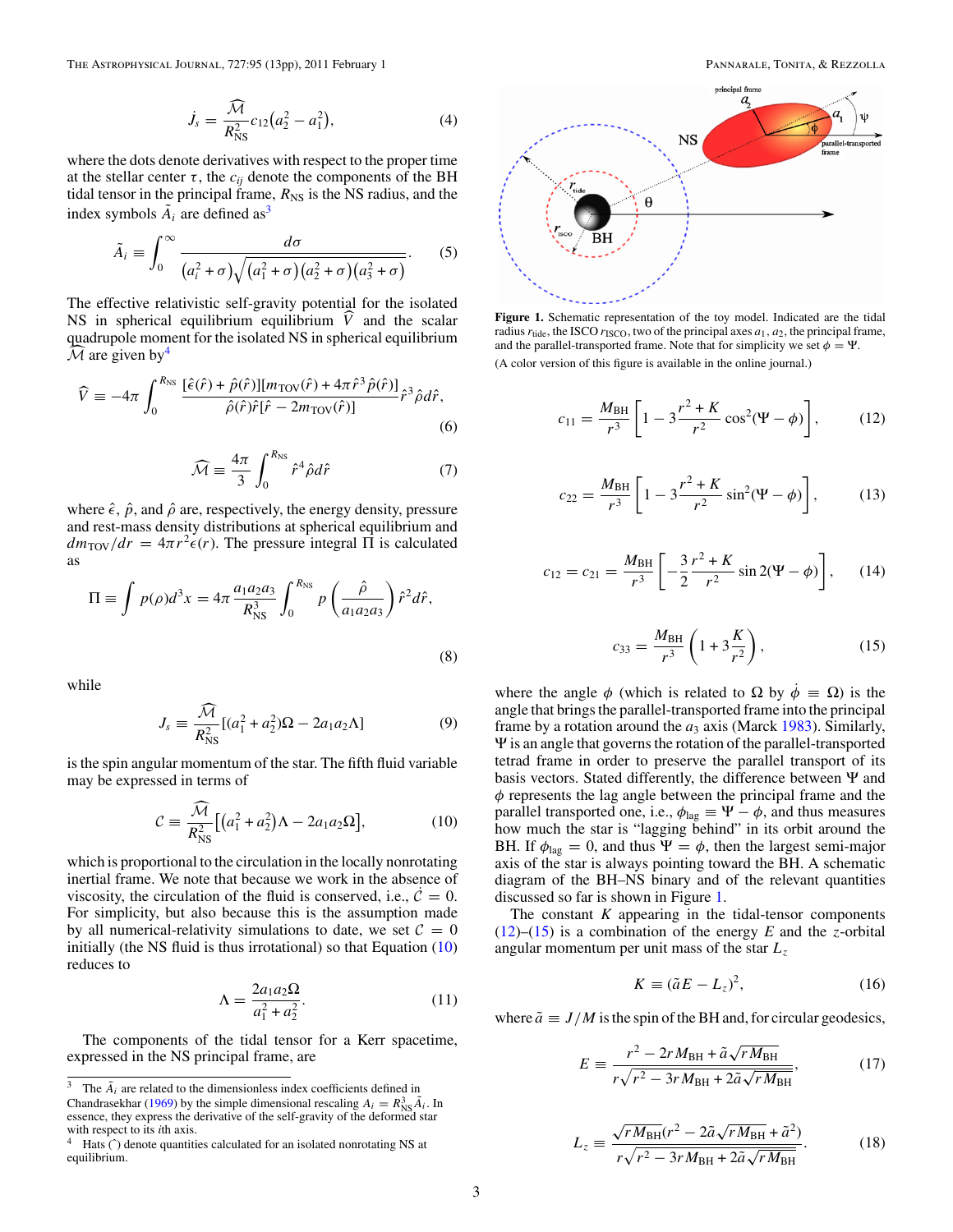$$\dot{J}_s = \frac{\widehat{\mathcal{M}}}{R_{\rm NS}^2} c_{12}\left(a_2^2 - a_1^2\right), \tag{4}$$

where the dots denote derivatives with respect to the proper time at the stellar center $\tau$, the $c_{ij}$ denote the components of the BH tidal tensor in the principal frame, $R_{\rm NS}$ is the NS radius, and the index symbols $\tilde{A}_i$ are defined as[3]

$$\tilde{A}_i \equiv \int_0^\infty \frac{d\sigma}{\left(a_i^2 + \sigma\right)\sqrt{\left(a_1^2 + \sigma\right)\left(a_2^2 + \sigma\right)\left(a_3^2 + \sigma\right)}}. \tag{5}$$

The effective relativistic self-gravity potential for the isolated NS in spherical equilibrium equilibrium $\widehat{V}$ and the scalar quadrupole moment for the isolated NS in spherical equilibrium $\widehat{\mathcal{M}}$ are given by[4]

$$\widehat{V} \equiv -4\pi \int_0^{R_{\rm NS}} \frac{[\hat{\epsilon}(\hat{r}) + \hat{p}(\hat{r})][m_{\rm TOV}(\hat{r}) + 4\pi\hat{r}^3\hat{p}(\hat{r})]}{\hat{\rho}(\hat{r})\hat{r}[\hat{r} - 2m_{\rm TOV}(\hat{r})]}\hat{r}^3\hat{\rho}d\hat{r}, \tag{6}$$

$$\widehat{\mathcal{M}} \equiv \frac{4\pi}{3}\int_0^{R_{\rm NS}} \hat{r}^4\hat{\rho}d\hat{r} \tag{7}$$

where $\hat{\epsilon}$, $\hat{p}$, and $\hat{\rho}$ are, respectively, the energy density, pressure and rest-mass density distributions at spherical equilibrium and $dm_{\rm TOV}/dr = 4\pi r^2\epsilon(r)$. The pressure integral $\Pi$ is calculated as

$$\Pi \equiv \int p(\rho)d^3x = 4\pi\frac{a_1a_2a_3}{R_{\rm NS}^3}\int_0^{R_{\rm NS}} p\left(\frac{\hat{\rho}}{a_1a_2a_3}\right)\hat{r}^2d\hat{r}, \tag{8}$$

while

$$J_s \equiv \frac{\widehat{\mathcal{M}}}{R_{\rm NS}^2}[(a_1^2 + a_2^2)\Omega - 2a_1a_2\Lambda] \tag{9}$$

is the spin angular momentum of the star. The fifth fluid variable may be expressed in terms of

$$\mathcal{C} \equiv \frac{\widehat{\mathcal{M}}}{R_{\rm NS}^2}\left[\left(a_1^2 + a_2^2\right)\Lambda - 2a_1a_2\Omega\right], \tag{10}$$

which is proportional to the circulation in the locally nonrotating inertial frame. We note that because we work in the absence of viscosity, the circulation of the fluid is conserved, i.e., $\dot{\mathcal{C}} = 0$. For simplicity, but also because this is the assumption made by all numerical-relativity simulations to date, we set $\mathcal{C} = 0$ initially (the NS fluid is thus irrotational) so that Equation (10) reduces to

$$\Lambda = \frac{2a_1a_2\Omega}{a_1^2 + a_2^2}. \tag{11}$$

The components of the tidal tensor for a Kerr spacetime, expressed in the NS principal frame, are

Figure 1. Schematic representation of the toy model. Indicated are the tidal radius $r_{\rm tide}$, the ISCO $r_{\rm ISCO}$, two of the principal axes $a_1$, $a_2$, the principal frame, and the parallel-transported frame. Note that for simplicity we set $\phi = \Psi$.
(A color version of this figure is available in the online journal.)

$$c_{11} = \frac{M_{\rm BH}}{r^3}\left[1 - 3\frac{r^2 + K}{r^2}\cos^2(\Psi - \phi)\right], \tag{12}$$

$$c_{22} = \frac{M_{\rm BH}}{r^3}\left[1 - 3\frac{r^2 + K}{r^2}\sin^2(\Psi - \phi)\right], \tag{13}$$

$$c_{12} = c_{21} = \frac{M_{\rm BH}}{r^3}\left[-\frac{3}{2}\frac{r^2 + K}{r^2}\sin 2(\Psi - \phi)\right], \tag{14}$$

$$c_{33} = \frac{M_{\rm BH}}{r^3}\left(1 + 3\frac{K}{r^2}\right), \tag{15}$$

where the angle $\phi$ (which is related to $\Omega$ by $\dot{\phi} \equiv \Omega$) is the angle that brings the parallel-transported frame into the principal frame by a rotation around the $a_3$ axis (Marck 1983). Similarly, $\Psi$ is an angle that governs the rotation of the parallel-transported tetrad frame in order to preserve the parallel transport of its basis vectors. Stated differently, the difference between $\Psi$ and $\phi$ represents the lag angle between the principal frame and the parallel transported one, i.e., $\phi_{\rm lag} \equiv \Psi - \phi$, and thus measures how much the star is "lagging behind" in its orbit around the BH. If $\phi_{\rm lag} = 0$, and thus $\Psi = \phi$, then the largest semi-major axis of the star is always pointing toward the BH. A schematic diagram of the BH–NS binary and of the relevant quantities discussed so far is shown in Figure 1.

The constant $K$ appearing in the tidal-tensor components (12)–(15) is a combination of the energy $E$ and the $z$-orbital angular momentum per unit mass of the star $L_z$

$$K \equiv (\tilde{a}E - L_z)^2, \tag{16}$$

where $\tilde{a} \equiv J/M$ is the spin of the BH and, for circular geodesics,

$$E \equiv \frac{r^2 - 2rM_{\rm BH} + \tilde{a}\sqrt{rM_{\rm BH}}}{r\sqrt{r^2 - 3rM_{\rm BH} + 2\tilde{a}\sqrt{rM_{\rm BH}}}}, \tag{17}$$

$$L_z \equiv \frac{\sqrt{rM_{\rm BH}}(r^2 - 2\tilde{a}\sqrt{rM_{\rm BH}} + \tilde{a}^2)}{r\sqrt{r^2 - 3rM_{\rm BH} + 2\tilde{a}\sqrt{rM_{\rm BH}}}}. \tag{18}$$

---

[3] The $\tilde{A}_i$ are related to the dimensionless index coefficients defined in Chandrasekhar (1969) by the simple dimensional rescaling $A_i = R_{\rm NS}^3\tilde{A}_i$. In essence, they express the derivative of the self-gravity of the deformed star with respect to its $i$th axis.

[4] Hats ($\hat{}$) denote quantities calculated for an isolated nonrotating NS at equilibrium.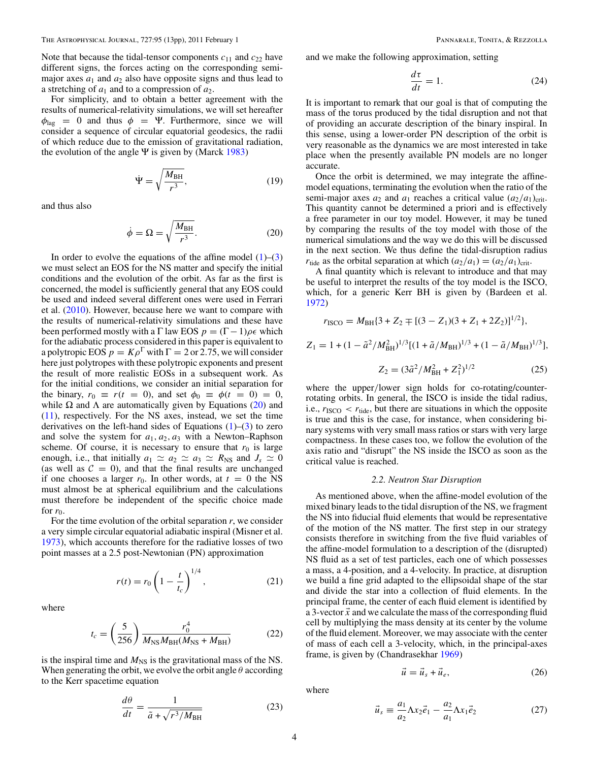Note that because the tidal-tensor components $c_{11}$ and $c_{22}$ have different signs, the forces acting on the corresponding semi-major axes $a_1$ and $a_2$ also have opposite signs and thus lead to a stretching of $a_1$ and to a compression of $a_2$.

For simplicity, and to obtain a better agreement with the results of numerical-relativity simulations, we will set hereafter $\phi_{\rm lag} = 0$ and thus $\phi = \Psi$. Furthermore, since we will consider a sequence of circular equatorial geodesics, the radii of which reduce due to the emission of gravitational radiation, the evolution of the angle $\Psi$ is given by (Marck 1983)

$$\dot{\Psi} = \sqrt{\frac{M_{\rm BH}}{r^3}}, \tag{19}$$

and thus also

$$\dot{\phi} = \Omega = \sqrt{\frac{M_{\rm BH}}{r^3}}. \tag{20}$$

In order to evolve the equations of the affine model (1)–(3) we must select an EOS for the NS matter and specify the initial conditions and the evolution of the orbit. As far as the first is concerned, the model is sufficiently general that any EOS could be used and indeed several different ones were used in Ferrari et al. (2010). However, because here we want to compare with the results of numerical-relativity simulations and these have been performed mostly with a $\Gamma$ law EOS $p = (\Gamma - 1)\rho\epsilon$ which for the adiabatic process considered in this paper is equivalent to a polytropic EOS $p = K\rho^\Gamma$ with $\Gamma = 2$ or 2.75, we will consider here just polytropes with these polytropic exponents and present the result of more realistic EOSs in a subsequent work. As for the initial conditions, we consider an initial separation for the binary, $r_0 \equiv r(t = 0)$, and set $\phi_0 \equiv \phi(t = 0) = 0$, while $\Omega$ and $\Lambda$ are automatically given by Equations (20) and (11), respectively. For the NS axes, instead, we set the time derivatives on the left-hand sides of Equations (1)–(3) to zero and solve the system for $a_1, a_2, a_3$ with a Newton–Raphson scheme. Of course, it is necessary to ensure that $r_0$ is large enough, i.e., that initially $a_1 \simeq a_2 \simeq a_3 \simeq R_{\rm NS}$ and $J_s \simeq 0$ (as well as $\mathcal{C} = 0$), and that the final results are unchanged if one chooses a larger $r_0$. In other words, at $t = 0$ the NS must almost be at spherical equilibrium and the calculations must therefore be independent of the specific choice made for $r_0$.

For the time evolution of the orbital separation $r$, we consider a very simple circular equatorial adiabatic inspiral (Misner et al. 1973), which accounts therefore for the radiative losses of two point masses at a 2.5 post-Newtonian (PN) approximation

$$r(t) = r_0\left(1 - \frac{t}{t_c}\right)^{1/4}, \tag{21}$$

where

$$t_c = \left(\frac{5}{256}\right)\frac{r_0^4}{M_{\rm NS}M_{\rm BH}(M_{\rm NS} + M_{\rm BH})} \tag{22}$$

is the inspiral time and $M_{\rm NS}$ is the gravitational mass of the NS. When generating the orbit, we evolve the orbit angle $\theta$ according to the Kerr spacetime equation

$$\frac{d\theta}{dt} = \frac{1}{\tilde{a} + \sqrt{r^3/M_{\rm BH}}} \tag{23}$$

and we make the following approximation, setting

$$\frac{d\tau}{dt} = 1. \tag{24}$$

It is important to remark that our goal is that of computing the mass of the torus produced by the tidal disruption and not that of providing an accurate description of the binary inspiral. In this sense, using a lower-order PN description of the orbit is very reasonable as the dynamics we are most interested in take place when the presently available PN models are no longer accurate.

Once the orbit is determined, we may integrate the affine-model equations, terminating the evolution when the ratio of the semi-major axes $a_2$ and $a_1$ reaches a critical value $(a_2/a_1)_{\rm crit}$. This quantity cannot be determined a priori and is effectively a free parameter in our toy model. However, it may be tuned by comparing the results of the toy model with those of the numerical simulations and the way we do this will be discussed in the next section. We thus define the tidal-disruption radius $r_{\rm tide}$ as the orbital separation at which $(a_2/a_1) = (a_2/a_1)_{\rm crit}$.

A final quantity which is relevant to introduce and that may be useful to interpret the results of the toy model is the ISCO, which, for a generic Kerr BH is given by (Bardeen et al. 1972)

$$r_{\rm ISCO} = M_{\rm BH}\{3 + Z_2 \mp [(3 - Z_1)(3 + Z_1 + 2Z_2)]^{1/2}\},$$

$$Z_1 = 1 + (1 - \tilde{a}^2/M_{\rm BH}^2)^{1/3}[(1 + \tilde{a}/M_{\rm BH})^{1/3} + (1 - \tilde{a}/M_{\rm BH})^{1/3}],$$

$$Z_2 = (3\tilde{a}^2/M_{\rm BH}^2 + Z_1^2)^{1/2} \tag{25}$$

where the upper/lower sign holds for co-rotating/counter-rotating orbits. In general, the ISCO is inside the tidal radius, i.e., $r_{\rm ISCO} < r_{\rm tide}$, but there are situations in which the opposite is true and this is the case, for instance, when considering binary systems with very small mass ratios or stars with very large compactness. In these cases too, we follow the evolution of the axis ratio and "disrupt" the NS inside the ISCO as soon as the critical value is reached.

### 2.2. *Neutron Star Disruption*

As mentioned above, when the affine-model evolution of the mixed binary leads to the tidal disruption of the NS, we fragment the NS into fiducial fluid elements that would be representative of the motion of the NS matter. The first step in our strategy consists therefore in switching from the five fluid variables of the affine-model formulation to a description of the (disrupted) NS fluid as a set of test particles, each one of which possesses a mass, a 4-position, and a 4-velocity. In practice, at disruption we build a fine grid adapted to the ellipsoidal shape of the star and divide the star into a collection of fluid elements. In the principal frame, the center of each fluid element is identified by a 3-vector $\vec{x}$ and we calculate the mass of the corresponding fluid cell by multiplying the mass density at its center by the volume of the fluid element. Moreover, we may associate with the center of mass of each cell a 3-velocity, which, in the principal-axes frame, is given by (Chandrasekhar 1969)

$$\vec{u} = \vec{u}_s + \vec{u}_e, \tag{26}$$

where

$$\vec{u}_s \equiv \frac{a_1}{a_2}\Lambda x_2\vec{e}_1 - \frac{a_2}{a_1}\Lambda x_1\vec{e}_2 \tag{27}$$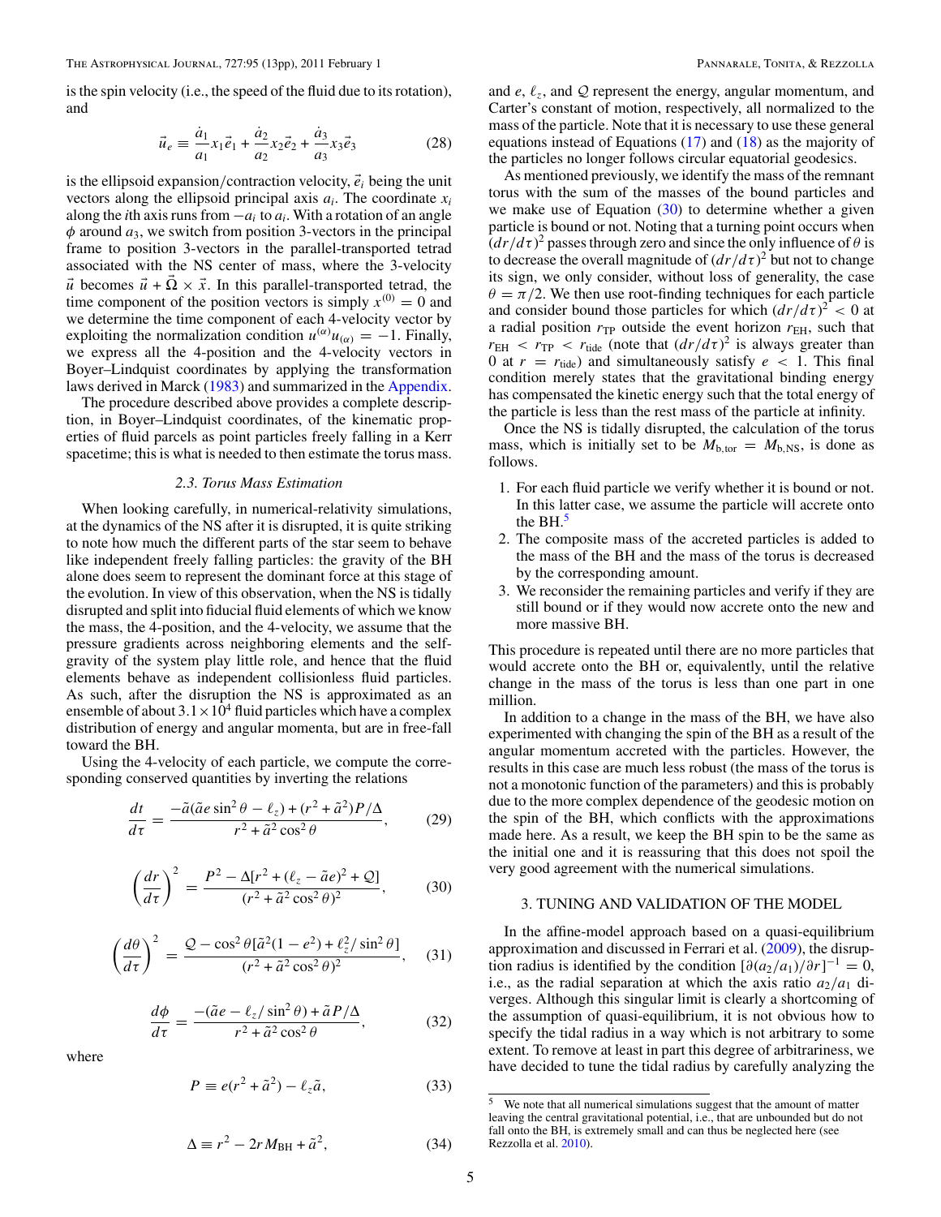is the spin velocity (i.e., the speed of the fluid due to its rotation), and

$$\vec{u}_e \equiv \frac{\dot{a}_1}{a_1} x_1 \vec{e}_1 + \frac{\dot{a}_2}{a_2} x_2 \vec{e}_2 + \frac{\dot{a}_3}{a_3} x_3 \vec{e}_3 \tag{28}$$

is the ellipsoid expansion/contraction velocity, $\vec{e}_i$ being the unit vectors along the ellipsoid principal axis $a_i$. The coordinate $x_i$ along the $i$th axis runs from $-a_i$ to $a_i$. With a rotation of an angle $\phi$ around $a_3$, we switch from position 3-vectors in the principal frame to position 3-vectors in the parallel-transported tetrad associated with the NS center of mass, where the 3-velocity $\vec{u}$ becomes $\vec{u} + \vec{\Omega} \times \vec{x}$. In this parallel-transported tetrad, the time component of the position vectors is simply $x^{(0)} = 0$ and we determine the time component of each 4-velocity vector by exploiting the normalization condition $u^{(\alpha)}u_{(\alpha)} = -1$. Finally, we express all the 4-position and the 4-velocity vectors in Boyer–Lindquist coordinates by applying the transformation laws derived in Marck (1983) and summarized in the Appendix.

The procedure described above provides a complete description, in Boyer–Lindquist coordinates, of the kinematic properties of fluid parcels as point particles freely falling in a Kerr spacetime; this is what is needed to then estimate the torus mass.

### 2.3. Torus Mass Estimation

When looking carefully, in numerical-relativity simulations, at the dynamics of the NS after it is disrupted, it is quite striking to note how much the different parts of the star seem to behave like independent freely falling particles: the gravity of the BH alone does seem to represent the dominant force at this stage of the evolution. In view of this observation, when the NS is tidally disrupted and split into fiducial fluid elements of which we know the mass, the 4-position, and the 4-velocity, we assume that the pressure gradients across neighboring elements and the self-gravity of the system play little role, and hence that the fluid elements behave as independent collisionless fluid particles. As such, after the disruption the NS is approximated as an ensemble of about $3.1 \times 10^4$ fluid particles which have a complex distribution of energy and angular momenta, but are in free-fall toward the BH.

Using the 4-velocity of each particle, we compute the corresponding conserved quantities by inverting the relations

$$\frac{dt}{d\tau} = \frac{-\tilde{a}(\tilde{a}e\sin^2\theta - \ell_z) + (r^2 + \tilde{a}^2)P/\Delta}{r^2 + \tilde{a}^2\cos^2\theta}, \tag{29}$$

$$\left(\frac{dr}{d\tau}\right)^2 = \frac{P^2 - \Delta[r^2 + (\ell_z - \tilde{a}e)^2 + \mathcal{Q}]}{(r^2 + \tilde{a}^2\cos^2\theta)^2}, \tag{30}$$

$$\left(\frac{d\theta}{d\tau}\right)^2 = \frac{\mathcal{Q} - \cos^2\theta[\tilde{a}^2(1 - e^2) + \ell_z^2/\sin^2\theta]}{(r^2 + \tilde{a}^2\cos^2\theta)^2}, \tag{31}$$

$$\frac{d\phi}{d\tau} = \frac{-(\tilde{a}e - \ell_z/\sin^2\theta) + \tilde{a}P/\Delta}{r^2 + \tilde{a}^2\cos^2\theta}, \tag{32}$$

where

$$P \equiv e(r^2 + \tilde{a}^2) - \ell_z\tilde{a}, \tag{33}$$

$$\Delta \equiv r^2 - 2rM_{\rm BH} + \tilde{a}^2, \tag{34}$$

and $e$, $\ell_z$, and $\mathcal{Q}$ represent the energy, angular momentum, and Carter's constant of motion, respectively, all normalized to the mass of the particle. Note that it is necessary to use these general equations instead of Equations (17) and (18) as the majority of the particles no longer follows circular equatorial geodesics.

As mentioned previously, we identify the mass of the remnant torus with the sum of the masses of the bound particles and we make use of Equation (30) to determine whether a given particle is bound or not. Noting that a turning point occurs when $(dr/d\tau)^2$ passes through zero and since the only influence of $\theta$ is to decrease the overall magnitude of $(dr/d\tau)^2$ but not to change its sign, we only consider, without loss of generality, the case $\theta = \pi/2$. We then use root-finding techniques for each particle and consider bound those particles for which $(dr/d\tau)^2 < 0$ at a radial position $r_{\rm TP}$ outside the event horizon $r_{\rm EH}$, such that $r_{\rm EH} < r_{\rm TP} < r_{\rm tide}$ (note that $(dr/d\tau)^2$ is always greater than 0 at $r = r_{\rm tide}$) and simultaneously satisfy $e < 1$. This final condition merely states that the gravitational binding energy has compensated the kinetic energy such that the total energy of the particle is less than the rest mass of the particle at infinity.

Once the NS is tidally disrupted, the calculation of the torus mass, which is initially set to be $M_{\rm b,tor} = M_{\rm b,NS}$, is done as follows.

1. For each fluid particle we verify whether it is bound or not. In this latter case, we assume the particle will accrete onto the BH.[5]
2. The composite mass of the accreted particles is added to the mass of the BH and the mass of the torus is decreased by the corresponding amount.
3. We reconsider the remaining particles and verify if they are still bound or if they would now accrete onto the new and more massive BH.

This procedure is repeated until there are no more particles that would accrete onto the BH or, equivalently, until the relative change in the mass of the torus is less than one part in one million.

In addition to a change in the mass of the BH, we have also experimented with changing the spin of the BH as a result of the angular momentum accreted with the particles. However, the results in this case are much less robust (the mass of the torus is not a monotonic function of the parameters) and this is probably due to the more complex dependence of the geodesic motion on the spin of the BH, which conflicts with the approximations made here. As a result, we keep the BH spin to be the same as the initial one and it is reassuring that this does not spoil the very good agreement with the numerical simulations.

## 3. TUNING AND VALIDATION OF THE MODEL

In the affine-model approach based on a quasi-equilibrium approximation and discussed in Ferrari et al. (2009), the disruption radius is identified by the condition $[\partial(a_2/a_1)/\partial r]^{-1} = 0$, i.e., as the radial separation at which the axis ratio $a_2/a_1$ diverges. Although this singular limit is clearly a shortcoming of the assumption of quasi-equilibrium, it is not obvious how to specify the tidal radius in a way which is not arbitrary to some extent. To remove at least in part this degree of arbitrariness, we have decided to tune the tidal radius by carefully analyzing the

[5] We note that all numerical simulations suggest that the amount of matter leaving the central gravitational potential, i.e., that are unbounded but do not fall onto the BH, is extremely small and can thus be neglected here (see Rezzolla et al. 2010).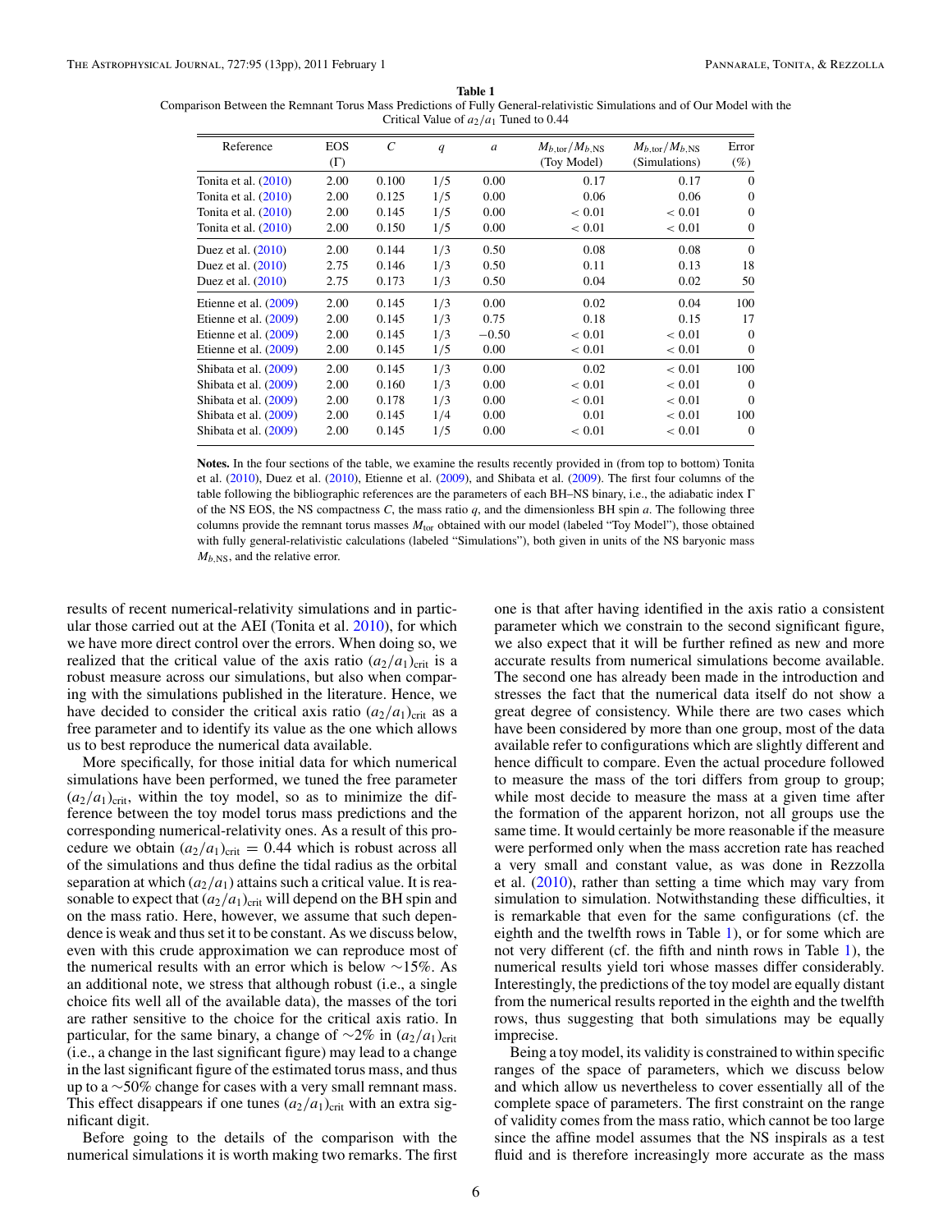**Table 1**

Comparison Between the Remnant Torus Mass Predictions of Fully General-relativistic Simulations and of Our Model with the Critical Value of $a_2/a_1$ Tuned to 0.44

| Reference | EOS ($\Gamma$) | $C$ | $q$ | $a$ | $M_{b,\text{tor}}/M_{b,\text{NS}}$ (Toy Model) | $M_{b,\text{tor}}/M_{b,\text{NS}}$ (Simulations) | Error (%) |
|---|---|---|---|---|---|---|---|
| Tonita et al. (2010) | 2.00 | 0.100 | 1/5 | 0.00 | 0.17 | 0.17 | 0 |
| Tonita et al. (2010) | 2.00 | 0.125 | 1/5 | 0.00 | 0.06 | 0.06 | 0 |
| Tonita et al. (2010) | 2.00 | 0.145 | 1/5 | 0.00 | $< 0.01$ | $< 0.01$ | 0 |
| Tonita et al. (2010) | 2.00 | 0.150 | 1/5 | 0.00 | $< 0.01$ | $< 0.01$ | 0 |
| Duez et al. (2010) | 2.00 | 0.144 | 1/3 | 0.50 | 0.08 | 0.08 | 0 |
| Duez et al. (2010) | 2.75 | 0.146 | 1/3 | 0.50 | 0.11 | 0.13 | 18 |
| Duez et al. (2010) | 2.75 | 0.173 | 1/3 | 0.50 | 0.04 | 0.02 | 50 |
| Etienne et al. (2009) | 2.00 | 0.145 | 1/3 | 0.00 | 0.02 | 0.04 | 100 |
| Etienne et al. (2009) | 2.00 | 0.145 | 1/3 | 0.75 | 0.18 | 0.15 | 17 |
| Etienne et al. (2009) | 2.00 | 0.145 | 1/3 | $-0.50$ | $< 0.01$ | $< 0.01$ | 0 |
| Etienne et al. (2009) | 2.00 | 0.145 | 1/5 | 0.00 | $< 0.01$ | $< 0.01$ | 0 |
| Shibata et al. (2009) | 2.00 | 0.145 | 1/3 | 0.00 | 0.02 | $< 0.01$ | 100 |
| Shibata et al. (2009) | 2.00 | 0.160 | 1/3 | 0.00 | $< 0.01$ | $< 0.01$ | 0 |
| Shibata et al. (2009) | 2.00 | 0.178 | 1/3 | 0.00 | $< 0.01$ | $< 0.01$ | 0 |
| Shibata et al. (2009) | 2.00 | 0.145 | 1/4 | 0.00 | 0.01 | $< 0.01$ | 100 |
| Shibata et al. (2009) | 2.00 | 0.145 | 1/5 | 0.00 | $< 0.01$ | $< 0.01$ | 0 |

**Notes.** In the four sections of the table, we examine the results recently provided in (from top to bottom) Tonita et al. (2010), Duez et al. (2010), Etienne et al. (2009), and Shibata et al. (2009). The first four columns of the table following the bibliographic references are the parameters of each BH–NS binary, i.e., the adiabatic index $\Gamma$ of the NS EOS, the NS compactness $C$, the mass ratio $q$, and the dimensionless BH spin $a$. The following three columns provide the remnant torus masses $M_{\text{tor}}$ obtained with our model (labeled "Toy Model"), those obtained with fully general-relativistic calculations (labeled "Simulations"), both given in units of the NS baryonic mass $M_{b,\text{NS}}$, and the relative error.

results of recent numerical-relativity simulations and in particular those carried out at the AEI (Tonita et al. 2010), for which we have more direct control over the errors. When doing so, we realized that the critical value of the axis ratio $(a_2/a_1)_{\text{crit}}$ is a robust measure across our simulations, but also when comparing with the simulations published in the literature. Hence, we have decided to consider the critical axis ratio $(a_2/a_1)_{\text{crit}}$ as a free parameter and to identify its value as the one which allows us to best reproduce the numerical data available.

More specifically, for those initial data for which numerical simulations have been performed, we tuned the free parameter $(a_2/a_1)_{\text{crit}}$, within the toy model, so as to minimize the difference between the toy model torus mass predictions and the corresponding numerical-relativity ones. As a result of this procedure we obtain $(a_2/a_1)_{\text{crit}} = 0.44$ which is robust across all of the simulations and thus define the tidal radius as the orbital separation at which $(a_2/a_1)$ attains such a critical value. It is reasonable to expect that $(a_2/a_1)_{\text{crit}}$ will depend on the BH spin and on the mass ratio. Here, however, we assume that such dependence is weak and thus set it to be constant. As we discuss below, even with this crude approximation we can reproduce most of the numerical results with an error which is below ∼15%. As an additional note, we stress that although robust (i.e., a single choice fits well all of the available data), the masses of the tori are rather sensitive to the choice for the critical axis ratio. In particular, for the same binary, a change of ∼2% in $(a_2/a_1)_{\text{crit}}$ (i.e., a change in the last significant figure) may lead to a change in the last significant figure of the estimated torus mass, and thus up to a ∼50% change for cases with a very small remnant mass. This effect disappears if one tunes $(a_2/a_1)_{\text{crit}}$ with an extra significant digit.

Before going to the details of the comparison with the numerical simulations it is worth making two remarks. The first one is that after having identified in the axis ratio a consistent parameter which we constrain to the second significant figure, we also expect that it will be further refined as new and more accurate results from numerical simulations become available. The second one has already been made in the introduction and stresses the fact that the numerical data itself do not show a great degree of consistency. While there are two cases which have been considered by more than one group, most of the data available refer to configurations which are slightly different and hence difficult to compare. Even the actual procedure followed to measure the mass of the tori differs from group to group; while most decide to measure the mass at a given time after the formation of the apparent horizon, not all groups use the same time. It would certainly be more reasonable if the measure were performed only when the mass accretion rate has reached a very small and constant value, as was done in Rezzolla et al. (2010), rather than setting a time which may vary from simulation to simulation. Notwithstanding these difficulties, it is remarkable that even for the same configurations (cf. the eighth and the twelfth rows in Table 1), or for some which are not very different (cf. the fifth and ninth rows in Table 1), the numerical results yield tori whose masses differ considerably. Interestingly, the predictions of the toy model are equally distant from the numerical results reported in the eighth and the twelfth rows, thus suggesting that both simulations may be equally imprecise.

Being a toy model, its validity is constrained to within specific ranges of the space of parameters, which we discuss below and which allow us nevertheless to cover essentially all of the complete space of parameters. The first constraint on the range of validity comes from the mass ratio, which cannot be too large since the affine model assumes that the NS inspirals as a test fluid and is therefore increasingly more accurate as the mass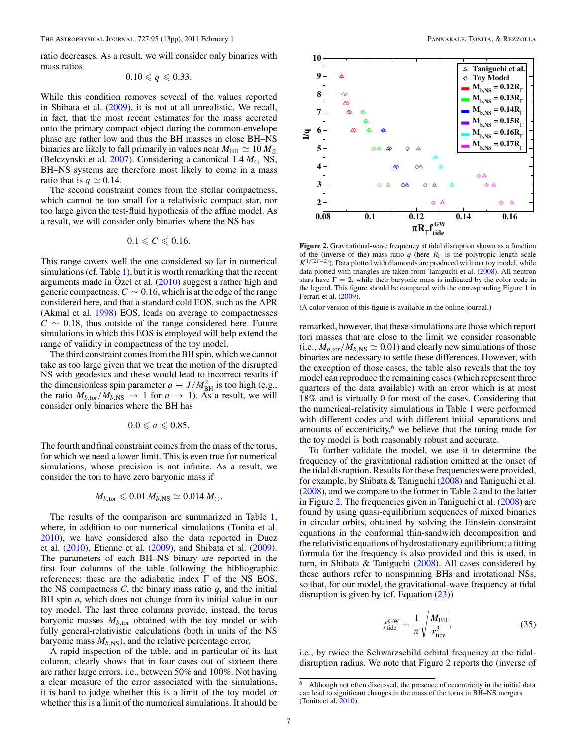ratio decreases. As a result, we will consider only binaries with mass ratios

$$0.10 \leqslant q \leqslant 0.33.$$

While this condition removes several of the values reported in Shibata et al. (2009), it is not at all unrealistic. We recall, in fact, that the most recent estimates for the mass accreted onto the primary compact object during the common-envelope phase are rather low and thus the BH masses in close BH–NS binaries are likely to fall primarily in values near $M_{\rm BH} \simeq 10\, M_{\odot}$ (Belczynski et al. 2007). Considering a canonical $1.4\, M_{\odot}$ NS, BH–NS systems are therefore most likely to come in a mass ratio that is $q \simeq 0.14$.

The second constraint comes from the stellar compactness, which cannot be too small for a relativistic compact star, nor too large given the test-fluid hypothesis of the affine model. As a result, we will consider only binaries where the NS has

$$0.1 \leqslant C \leqslant 0.16.$$

This range covers well the one considered so far in numerical simulations (cf. Table 1), but it is worth remarking that the recent arguments made in Özel et al. (2010) suggest a rather high and generic compactness, $C \sim 0.16$, which is at the edge of the range considered here, and that a standard cold EOS, such as the APR (Akmal et al. 1998) EOS, leads on average to compactnesses $C \sim 0.18$, thus outside of the range considered here. Future simulations in which this EOS is employed will help extend the range of validity in compactness of the toy model.

The third constraint comes from the BH spin, which we cannot take as too large given that we treat the motion of the disrupted NS with geodesics and these would lead to incorrect results if the dimensionless spin parameter $a \equiv J/M_{\rm BH}^2$ is too high (e.g., the ratio $M_{b,\rm tor}/M_{b,\rm NS} \to 1$ for $a \to 1$). As a result, we will consider only binaries where the BH has

$$0.0 \leqslant a \leqslant 0.85.$$

The fourth and final constraint comes from the mass of the torus, for which we need a lower limit. This is even true for numerical simulations, whose precision is not infinite. As a result, we consider the tori to have zero baryonic mass if

$$M_{b,\rm tor} \leqslant 0.01\, M_{b,\rm NS} \simeq 0.014\, M_{\odot}.$$

The results of the comparison are summarized in Table 1, where, in addition to our numerical simulations (Tonita et al. 2010), we have considered also the data reported in Duez et al. (2010), Etienne et al. (2009), and Shibata et al. (2009). The parameters of each BH–NS binary are reported in the first four columns of the table following the bibliographic references: these are the adiabatic index $\Gamma$ of the NS EOS, the NS compactness $C$, the binary mass ratio $q$, and the initial BH spin $a$, which does not change from its initial value in our toy model. The last three columns provide, instead, the torus baryonic masses $M_{b,\rm tor}$ obtained with the toy model or with fully general-relativistic calculations (both in units of the NS baryonic mass $M_{b,\rm NS}$), and the relative percentage error.

A rapid inspection of the table, and in particular of its last column, clearly shows that in four cases out of sixteen there are rather large errors, i.e., between 50% and 100%. Not having a clear measure of the error associated with the simulations, it is hard to judge whether this is a limit of the toy model or whether this is a limit of the numerical simulations. It should be remarked, however, that these simulations are those which report tori masses that are close to the limit we consider reasonable (i.e., $M_{b,\rm tor}/M_{b,\rm NS} \simeq 0.01$) and clearly new simulations of those binaries are necessary to settle these differences. However, with the exception of those cases, the table also reveals that the toy model can reproduce the remaining cases (which represent three quarters of the data available) with an error which is at most 18% and is virtually 0 for most of the cases. Considering that the numerical-relativity simulations in Table 1 were performed with different codes and with different initial separations and amounts of eccentricity,[6] we believe that the tuning made for the toy model is both reasonably robust and accurate.

**Figure 2.** Gravitational-wave frequency at tidal disruption shown as a function of the (inverse of the) mass ratio $q$ (here $R_\Gamma$ is the polytropic length scale $K^{1/(2\Gamma-2)}$). Data plotted with diamonds are produced with our toy model, while data plotted with triangles are taken from Taniguchi et al. (2008). All neutron stars have $\Gamma = 2$, while their baryonic mass is indicated by the color code in the legend. This figure should be compared with the corresponding Figure 1 in Ferrari et al. (2009).

(A color version of this figure is available in the online journal.)

To further validate the model, we use it to determine the frequency of the gravitational radiation emitted at the onset of the tidal disruption. Results for these frequencies were provided, for example, by Shibata & Taniguchi (2008) and Taniguchi et al. (2008), and we compare to the former in Table 2 and to the latter in Figure 2. The frequencies given in Taniguchi et al. (2008) are found by using quasi-equilibrium sequences of mixed binaries in circular orbits, obtained by solving the Einstein constraint equations in the conformal thin-sandwich decomposition and the relativistic equations of hydrostationary equilibrium; a fitting formula for the frequency is also provided and this is used, in turn, in Shibata & Taniguchi (2008). All cases considered by these authors refer to nonspinning BHs and irrotational NSs, so that, for our model, the gravitational-wave frequency at tidal disruption is given by (cf. Equation (23))

$$f^{\rm GW}_{\rm tide} = \frac{1}{\pi}\sqrt{\frac{M_{\rm BH}}{r^3_{\rm tide}}}, \tag{35}$$

i.e., by twice the Schwarzschild orbital frequency at the tidal-disruption radius. We note that Figure 2 reports the (inverse of

[6] Although not often discussed, the presence of eccentricity in the initial data can lead to significant changes in the mass of the torus in BH–NS mergers (Tonita et al. 2010).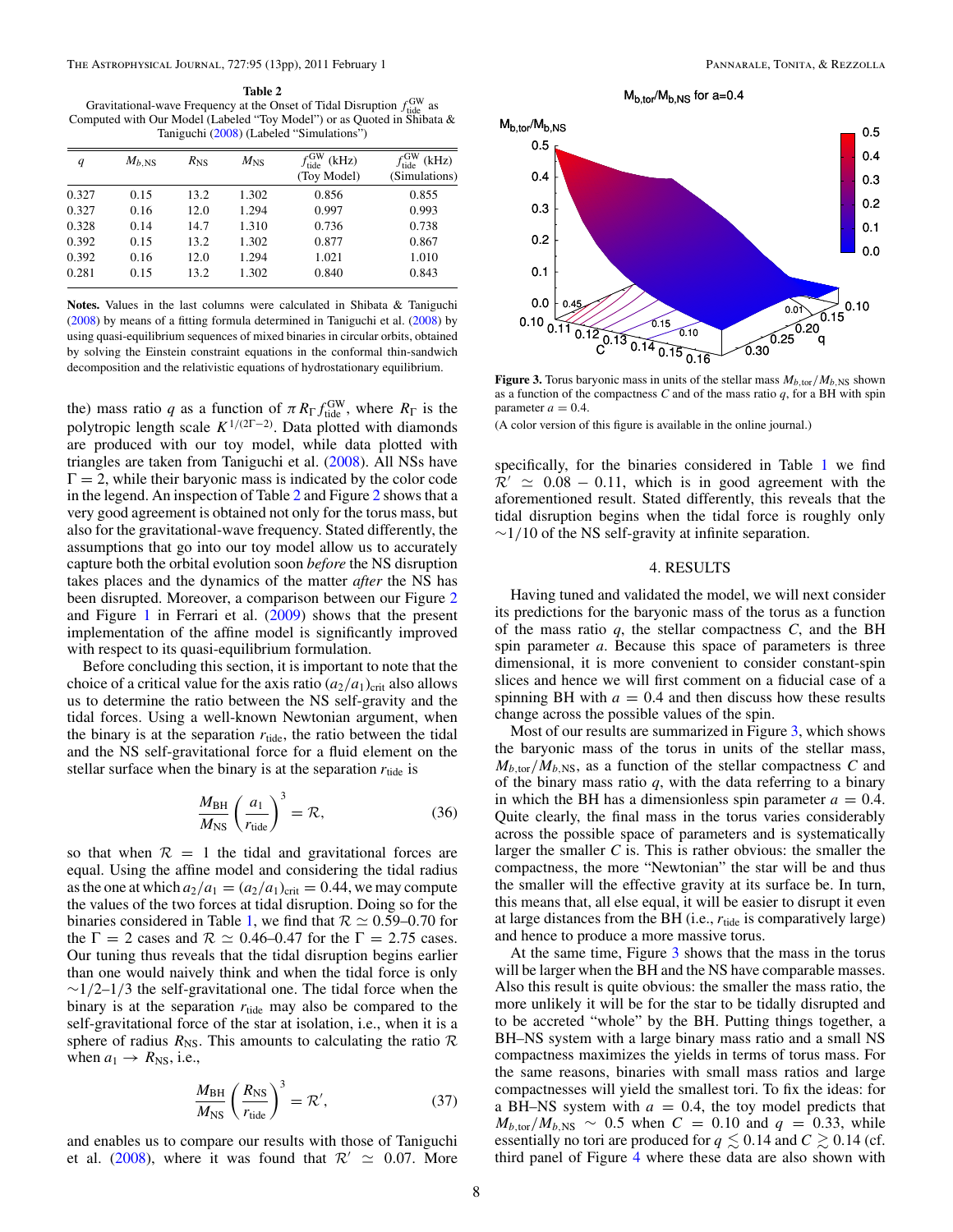**Table 2**
Gravitational-wave Frequency at the Onset of Tidal Disruption $f^{\rm GW}_{\rm tide}$ as Computed with Our Model (Labeled "Toy Model") or as Quoted in Shibata & Taniguchi (2008) (Labeled "Simulations")

| $q$ | $M_{b,\rm NS}$ | $R_{\rm NS}$ | $M_{\rm NS}$ | $f^{\rm GW}_{\rm tide}$ (kHz) (Toy Model) | $f^{\rm GW}_{\rm tide}$ (kHz) (Simulations) |
|---|---|---|---|---|---|
| 0.327 | 0.15 | 13.2 | 1.302 | 0.856 | 0.855 |
| 0.327 | 0.16 | 12.0 | 1.294 | 0.997 | 0.993 |
| 0.328 | 0.14 | 14.7 | 1.310 | 0.736 | 0.738 |
| 0.392 | 0.15 | 13.2 | 1.302 | 0.877 | 0.867 |
| 0.392 | 0.16 | 12.0 | 1.294 | 1.021 | 1.010 |
| 0.281 | 0.15 | 13.2 | 1.302 | 0.840 | 0.843 |

**Notes.** Values in the last columns were calculated in Shibata & Taniguchi (2008) by means of a fitting formula determined in Taniguchi et al. (2008) by using quasi-equilibrium sequences of mixed binaries in circular orbits, obtained by solving the Einstein constraint equations in the conformal thin-sandwich decomposition and the relativistic equations of hydrostationary equilibrium.

the) mass ratio $q$ as a function of $\pi R_\Gamma f^{\rm GW}_{\rm tide}$, where $R_\Gamma$ is the polytropic length scale $K^{1/(2\Gamma-2)}$. Data plotted with diamonds are produced with our toy model, while data plotted with triangles are taken from Taniguchi et al. (2008). All NSs have $\Gamma = 2$, while their baryonic mass is indicated by the color code in the legend. An inspection of Table 2 and Figure 2 shows that a very good agreement is obtained not only for the torus mass, but also for the gravitational-wave frequency. Stated differently, the assumptions that go into our toy model allow us to accurately capture both the orbital evolution soon *before* the NS disruption takes places and the dynamics of the matter *after* the NS has been disrupted. Moreover, a comparison between our Figure 2 and Figure 1 in Ferrari et al. (2009) shows that the present implementation of the affine model is significantly improved with respect to its quasi-equilibrium formulation.

Before concluding this section, it is important to note that the choice of a critical value for the axis ratio $(a_2/a_1)_{\rm crit}$ also allows us to determine the ratio between the NS self-gravity and the tidal forces. Using a well-known Newtonian argument, when the binary is at the separation $r_{\rm tide}$, the ratio between the tidal and the NS self-gravitational force for a fluid element on the stellar surface when the binary is at the separation $r_{\rm tide}$ is

$$\frac{M_{\rm BH}}{M_{\rm NS}}\left(\frac{a_1}{r_{\rm tide}}\right)^3 = \mathcal{R}, \tag{36}$$

so that when $\mathcal{R} = 1$ the tidal and gravitational forces are equal. Using the affine model and considering the tidal radius as the one at which $a_2/a_1 = (a_2/a_1)_{\rm crit} = 0.44$, we may compute the values of the two forces at tidal disruption. Doing so for the binaries considered in Table 1, we find that $\mathcal{R} \simeq 0.59$–$0.70$ for the $\Gamma = 2$ cases and $\mathcal{R} \simeq 0.46$–$0.47$ for the $\Gamma = 2.75$ cases. Our tuning thus reveals that the tidal disruption begins earlier than one would naively think and when the tidal force is only $\sim$1/2–1/3 the self-gravitational one. The tidal force when the binary is at the separation $r_{\rm tide}$ may also be compared to the self-gravitational force of the star at isolation, i.e., when it is a sphere of radius $R_{\rm NS}$. This amounts to calculating the ratio $\mathcal{R}$ when $a_1 \to R_{\rm NS}$, i.e.,

$$\frac{M_{\rm BH}}{M_{\rm NS}}\left(\frac{R_{\rm NS}}{r_{\rm tide}}\right)^3 = \mathcal{R}', \tag{37}$$

and enables us to compare our results with those of Taniguchi et al. (2008), where it was found that $\mathcal{R}' \simeq 0.07$. More specifically, for the binaries considered in Table 1 we find $\mathcal{R}' \simeq 0.08 - 0.11$, which is in good agreement with the aforementioned result. Stated differently, this reveals that the tidal disruption begins when the tidal force is roughly only $\sim$1/10 of the NS self-gravity at infinite separation.

**Figure 3.** Torus baryonic mass in units of the stellar mass $M_{b,\rm tor}/M_{b,\rm NS}$ shown as a function of the compactness $C$ and of the mass ratio $q$, for a BH with spin parameter $a = 0.4$.

(A color version of this figure is available in the online journal.)

## 4. RESULTS

Having tuned and validated the model, we will next consider its predictions for the baryonic mass of the torus as a function of the mass ratio $q$, the stellar compactness $C$, and the BH spin parameter $a$. Because this space of parameters is three dimensional, it is more convenient to consider constant-spin slices and hence we will first comment on a fiducial case of a spinning BH with $a = 0.4$ and then discuss how these results change across the possible values of the spin.

Most of our results are summarized in Figure 3, which shows the baryonic mass of the torus in units of the stellar mass, $M_{b,\rm tor}/M_{b,\rm NS}$, as a function of the stellar compactness $C$ and of the binary mass ratio $q$, with the data referring to a binary in which the BH has a dimensionless spin parameter $a = 0.4$. Quite clearly, the final mass in the torus varies considerably across the possible space of parameters and is systematically larger the smaller $C$ is. This is rather obvious: the smaller the compactness, the more "Newtonian" the star will be and thus the smaller will the effective gravity at its surface be. In turn, this means that, all else equal, it will be easier to disrupt it even at large distances from the BH (i.e., $r_{\rm tide}$ is comparatively large) and hence to produce a more massive torus.

At the same time, Figure 3 shows that the mass in the torus will be larger when the BH and the NS have comparable masses. Also this result is quite obvious: the smaller the mass ratio, the more unlikely it will be for the star to be tidally disrupted and to be accreted "whole" by the BH. Putting things together, a BH–NS system with a large binary mass ratio and a small NS compactness maximizes the yields in terms of torus mass. For the same reasons, binaries with small mass ratios and large compactnesses will yield the smallest tori. To fix the ideas: for a BH–NS system with $a = 0.4$, the toy model predicts that $M_{b,\rm tor}/M_{b,\rm NS} \sim 0.5$ when $C = 0.10$ and $q = 0.33$, while essentially no tori are produced for $q \lesssim 0.14$ and $C \gtrsim 0.14$ (cf. third panel of Figure 4 where these data are also shown with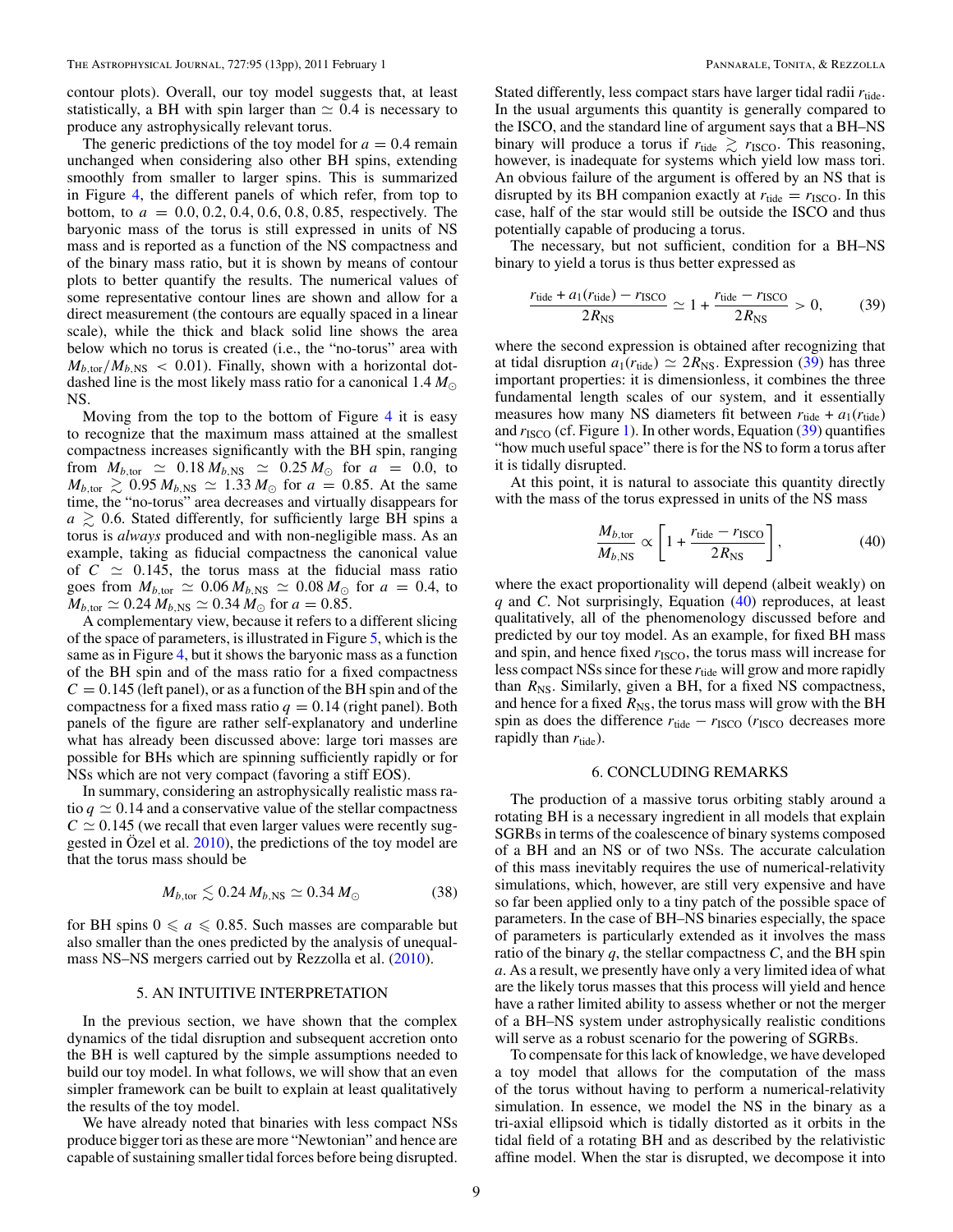contour plots). Overall, our toy model suggests that, at least statistically, a BH with spin larger than $\simeq 0.4$ is necessary to produce any astrophysically relevant torus.

The generic predictions of the toy model for $a = 0.4$ remain unchanged when considering also other BH spins, extending smoothly from smaller to larger spins. This is summarized in Figure 4, the different panels of which refer, from top to bottom, to $a = 0.0, 0.2, 0.4, 0.6, 0.8, 0.85$, respectively. The baryonic mass of the torus is still expressed in units of NS mass and is reported as a function of the NS compactness and of the binary mass ratio, but it is shown by means of contour plots to better quantify the results. The numerical values of some representative contour lines are shown and allow for a direct measurement (the contours are equally spaced in a linear scale), while the thick and black solid line shows the area below which no torus is created (i.e., the "no-torus" area with $M_{b,\rm tor}/M_{b,\rm NS} < 0.01$). Finally, shown with a horizontal dot-dashed line is the most likely mass ratio for a canonical $1.4\,M_\odot$ NS.

Moving from the top to the bottom of Figure 4 it is easy to recognize that the maximum mass attained at the smallest compactness increases significantly with the BH spin, ranging from $M_{b,\rm tor} \simeq 0.18\,M_{b,\rm NS} \simeq 0.25\,M_\odot$ for $a = 0.0$, to $M_{b,\rm tor} \gtrsim 0.95\,M_{b,\rm NS} \simeq 1.33\,M_\odot$ for $a = 0.85$. At the same time, the "no-torus" area decreases and virtually disappears for $a \gtrsim 0.6$. Stated differently, for sufficiently large BH spins a torus is *always* produced and with non-negligible mass. As an example, taking as fiducial compactness the canonical value of $C \simeq 0.145$, the torus mass at the fiducial mass ratio goes from $M_{b,\rm tor} \simeq 0.06\,M_{b,\rm NS} \simeq 0.08\,M_\odot$ for $a = 0.4$, to $M_{b,\rm tor} \simeq 0.24\,M_{b,\rm NS} \simeq 0.34\,M_\odot$ for $a = 0.85$.

A complementary view, because it refers to a different slicing of the space of parameters, is illustrated in Figure 5, which is the same as in Figure 4, but it shows the baryonic mass as a function of the BH spin and of the mass ratio for a fixed compactness $C = 0.145$ (left panel), or as a function of the BH spin and of the compactness for a fixed mass ratio $q = 0.14$ (right panel). Both panels of the figure are rather self-explanatory and underline what has already been discussed above: large tori masses are possible for BHs which are spinning sufficiently rapidly or for NSs which are not very compact (favoring a stiff EOS).

In summary, considering an astrophysically realistic mass ratio $q \simeq 0.14$ and a conservative value of the stellar compactness $C \simeq 0.145$ (we recall that even larger values were recently suggested in Özel et al. 2010), the predictions of the toy model are that the torus mass should be

$$M_{b,\rm tor} \lesssim 0.24\,M_{b,\rm NS} \simeq 0.34\,M_\odot \tag{38}$$

for BH spins $0 \leqslant a \leqslant 0.85$. Such masses are comparable but also smaller than the ones predicted by the analysis of unequal-mass NS–NS mergers carried out by Rezzolla et al. (2010).

## 5. AN INTUITIVE INTERPRETATION

In the previous section, we have shown that the complex dynamics of the tidal disruption and subsequent accretion onto the BH is well captured by the simple assumptions needed to build our toy model. In what follows, we will show that an even simpler framework can be built to explain at least qualitatively the results of the toy model.

We have already noted that binaries with less compact NSs produce bigger tori as these are more "Newtonian" and hence are capable of sustaining smaller tidal forces before being disrupted. Stated differently, less compact stars have larger tidal radii $r_{\rm tide}$. In the usual arguments this quantity is generally compared to the ISCO, and the standard line of argument says that a BH–NS binary will produce a torus if $r_{\rm tide} \gtrsim r_{\rm ISCO}$. This reasoning, however, is inadequate for systems which yield low mass tori. An obvious failure of the argument is offered by an NS that is disrupted by its BH companion exactly at $r_{\rm tide} = r_{\rm ISCO}$. In this case, half of the star would still be outside the ISCO and thus potentially capable of producing a torus.

The necessary, but not sufficient, condition for a BH–NS binary to yield a torus is thus better expressed as

$$\frac{r_{\rm tide} + a_1(r_{\rm tide}) - r_{\rm ISCO}}{2R_{\rm NS}} \simeq 1 + \frac{r_{\rm tide} - r_{\rm ISCO}}{2R_{\rm NS}} > 0, \tag{39}$$

where the second expression is obtained after recognizing that at tidal disruption $a_1(r_{\rm tide}) \simeq 2R_{\rm NS}$. Expression (39) has three important properties: it is dimensionless, it combines the three fundamental length scales of our system, and it essentially measures how many NS diameters fit between $r_{\rm tide} + a_1(r_{\rm tide})$ and $r_{\rm ISCO}$ (cf. Figure 1). In other words, Equation (39) quantifies "how much useful space" there is for the NS to form a torus after it is tidally disrupted.

At this point, it is natural to associate this quantity directly with the mass of the torus expressed in units of the NS mass

$$\frac{M_{b,\rm tor}}{M_{b,\rm NS}} \propto \left[1 + \frac{r_{\rm tide} - r_{\rm ISCO}}{2R_{\rm NS}}\right], \tag{40}$$

where the exact proportionality will depend (albeit weakly) on $q$ and $C$. Not surprisingly, Equation (40) reproduces, at least qualitatively, all of the phenomenology discussed before and predicted by our toy model. As an example, for fixed BH mass and spin, and hence fixed $r_{\rm ISCO}$, the torus mass will increase for less compact NSs since for these $r_{\rm tide}$ will grow and more rapidly than $R_{\rm NS}$. Similarly, given a BH, for a fixed NS compactness, and hence for a fixed $R_{\rm NS}$, the torus mass will grow with the BH spin as does the difference $r_{\rm tide} - r_{\rm ISCO}$ ($r_{\rm ISCO}$ decreases more rapidly than $r_{\rm tide}$).

## 6. CONCLUDING REMARKS

The production of a massive torus orbiting stably around a rotating BH is a necessary ingredient in all models that explain SGRBs in terms of the coalescence of binary systems composed of a BH and an NS or of two NSs. The accurate calculation of this mass inevitably requires the use of numerical-relativity simulations, which, however, are still very expensive and have so far been applied only to a tiny patch of the possible space of parameters. In the case of BH–NS binaries especially, the space of parameters is particularly extended as it involves the mass ratio of the binary $q$, the stellar compactness $C$, and the BH spin $a$. As a result, we presently have only a very limited idea of what are the likely torus masses that this process will yield and hence have a rather limited ability to assess whether or not the merger of a BH–NS system under astrophysically realistic conditions will serve as a robust scenario for the powering of SGRBs.

To compensate for this lack of knowledge, we have developed a toy model that allows for the computation of the mass of the torus without having to perform a numerical-relativity simulation. In essence, we model the NS in the binary as a tri-axial ellipsoid which is tidally distorted as it orbits in the tidal field of a rotating BH and as described by the relativistic affine model. When the star is disrupted, we decompose it into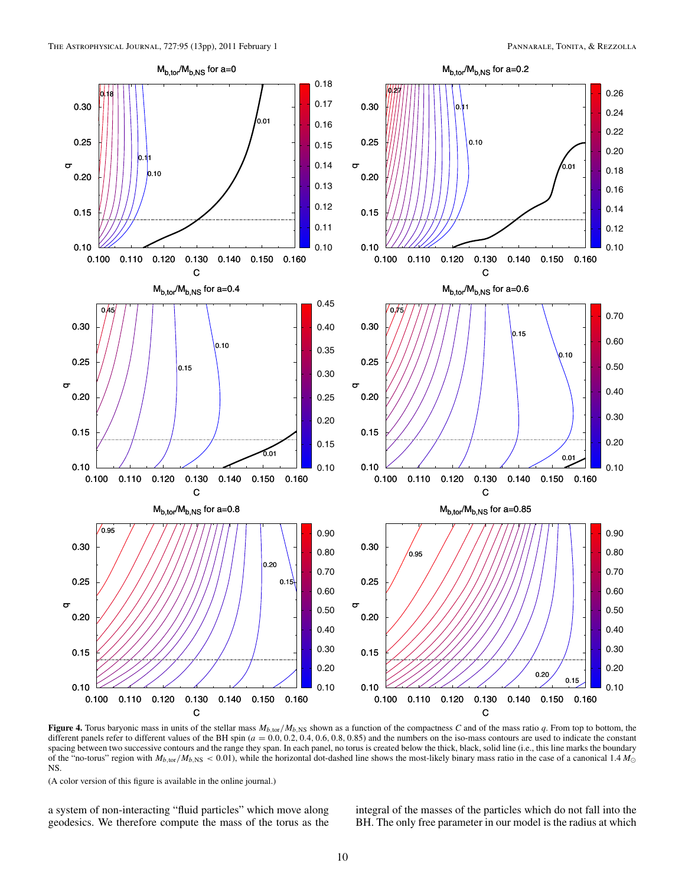**Figure 4.** Torus baryonic mass in units of the stellar mass $M_{b,\mathrm{tor}}/M_{b,\mathrm{NS}}$ shown as a function of the compactness $C$ and of the mass ratio $q$. From top to bottom, the different panels refer to different values of the BH spin ($a = 0.0, 0.2, 0.4, 0.6, 0.8, 0.85$) and the numbers on the iso-mass contours are used to indicate the constant spacing between two successive contours and the range they span. In each panel, no torus is created below the thick, black, solid line (i.e., this line marks the boundary of the "no-torus" region with $M_{b,\mathrm{tor}}/M_{b,\mathrm{NS}} < 0.01$), while the horizontal dot-dashed line shows the most-likely binary mass ratio in the case of a canonical $1.4\,M_\odot$ NS.

(A color version of this figure is available in the online journal.)

a system of non-interacting "fluid particles" which move along geodesics. We therefore compute the mass of the torus as the integral of the masses of the particles which do not fall into the BH. The only free parameter in our model is the radius at which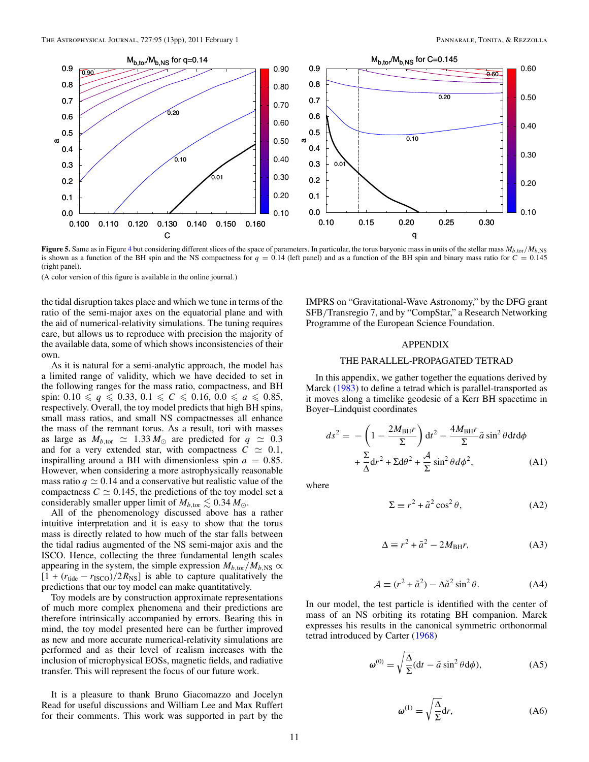**Figure 5.** Same as in Figure 4 but considering different slices of the space of parameters. In particular, the torus baryonic mass in units of the stellar mass $M_{b,\mathrm{tor}}/M_{b,\mathrm{NS}}$ is shown as a function of the BH spin and the NS compactness for $q = 0.14$ (left panel) and as a function of the BH spin and binary mass ratio for $C = 0.145$ (right panel).

(A color version of this figure is available in the online journal.)

the tidal disruption takes place and which we tune in terms of the ratio of the semi-major axes on the equatorial plane and with the aid of numerical-relativity simulations. The tuning requires care, but allows us to reproduce with precision the majority of the available data, some of which shows inconsistencies of their own.

As it is natural for a semi-analytic approach, the model has a limited range of validity, which we have decided to set in the following ranges for the mass ratio, compactness, and BH spin: $0.10 \leqslant q \leqslant 0.33$, $0.1 \leqslant C \leqslant 0.16$, $0.0 \leqslant a \leqslant 0.85$, respectively. Overall, the toy model predicts that high BH spins, small mass ratios, and small NS compactnesses all enhance the mass of the remnant torus. As a result, tori with masses as large as $M_{b,\mathrm{tor}} \simeq 1.33\,M_\odot$ are predicted for $q \simeq 0.3$ and for a very extended star, with compactness $C \simeq 0.1$, inspiralling around a BH with dimensionless spin $a = 0.85$. However, when considering a more astrophysically reasonable mass ratio $q \simeq 0.14$ and a conservative but realistic value of the compactness $C \simeq 0.145$, the predictions of the toy model set a considerably smaller upper limit of $M_{b,\mathrm{tor}} \lesssim 0.34\,M_\odot$.

All of the phenomenology discussed above has a rather intuitive interpretation and it is easy to show that the torus mass is directly related to how much of the star falls between the tidal radius augmented of the NS semi-major axis and the ISCO. Hence, collecting the three fundamental length scales appearing in the system, the simple expression $M_{b,\mathrm{tor}}/M_{b,\mathrm{NS}} \propto [1 + (r_{\mathrm{tide}} - r_{\mathrm{ISCO}})/2R_{\mathrm{NS}}]$ is able to capture qualitatively the predictions that our toy model can make quantitatively.

Toy models are by construction approximate representations of much more complex phenomena and their predictions are therefore intrinsically accompanied by errors. Bearing this in mind, the toy model presented here can be further improved as new and more accurate numerical-relativity simulations are performed and as their level of realism increases with the inclusion of microphysical EOSs, magnetic fields, and radiative transfer. This will represent the focus of our future work.

It is a pleasure to thank Bruno Giacomazzo and Jocelyn Read for useful discussions and William Lee and Max Ruffert for their comments. This work was supported in part by the IMPRS on "Gravitational-Wave Astronomy," by the DFG grant SFB/Transregio 7, and by "CompStar," a Research Networking Programme of the European Science Foundation.

## APPENDIX

### THE PARALLEL-PROPAGATED TETRAD

In this appendix, we gather together the equations derived by Marck (1983) to define a tetrad which is parallel-transported as it moves along a timelike geodesic of a Kerr BH spacetime in Boyer–Lindquist coordinates

$$ds^2 = -\left(1 - \frac{2M_{\mathrm{BH}}r}{\Sigma}\right)dt^2 - \frac{4M_{\mathrm{BH}}r}{\Sigma}\tilde{a}\sin^2\theta\, dt d\phi + \frac{\Sigma}{\Delta}dr^2 + \Sigma d\theta^2 + \frac{\mathcal{A}}{\Sigma}\sin^2\theta\, d\phi^2, \qquad \text{(A1)}$$

where

$$\Sigma \equiv r^2 + \tilde{a}^2\cos^2\theta, \qquad \text{(A2)}$$

$$\Delta \equiv r^2 + \tilde{a}^2 - 2M_{\mathrm{BH}}r, \qquad \text{(A3)}$$

$$\mathcal{A} \equiv (r^2 + \tilde{a}^2) - \Delta\tilde{a}^2\sin^2\theta. \qquad \text{(A4)}$$

In our model, the test particle is identified with the center of mass of an NS orbiting its rotating BH companion. Marck expresses his results in the canonical symmetric orthonormal tetrad introduced by Carter (1968)

$$\boldsymbol{\omega}^{(0)} = \sqrt{\frac{\Delta}{\Sigma}}(dt - \tilde{a}\sin^2\theta\, d\phi), \qquad \text{(A5)}$$

$$\boldsymbol{\omega}^{(1)} = \sqrt{\frac{\Delta}{\Sigma}}dr, \qquad \text{(A6)}$$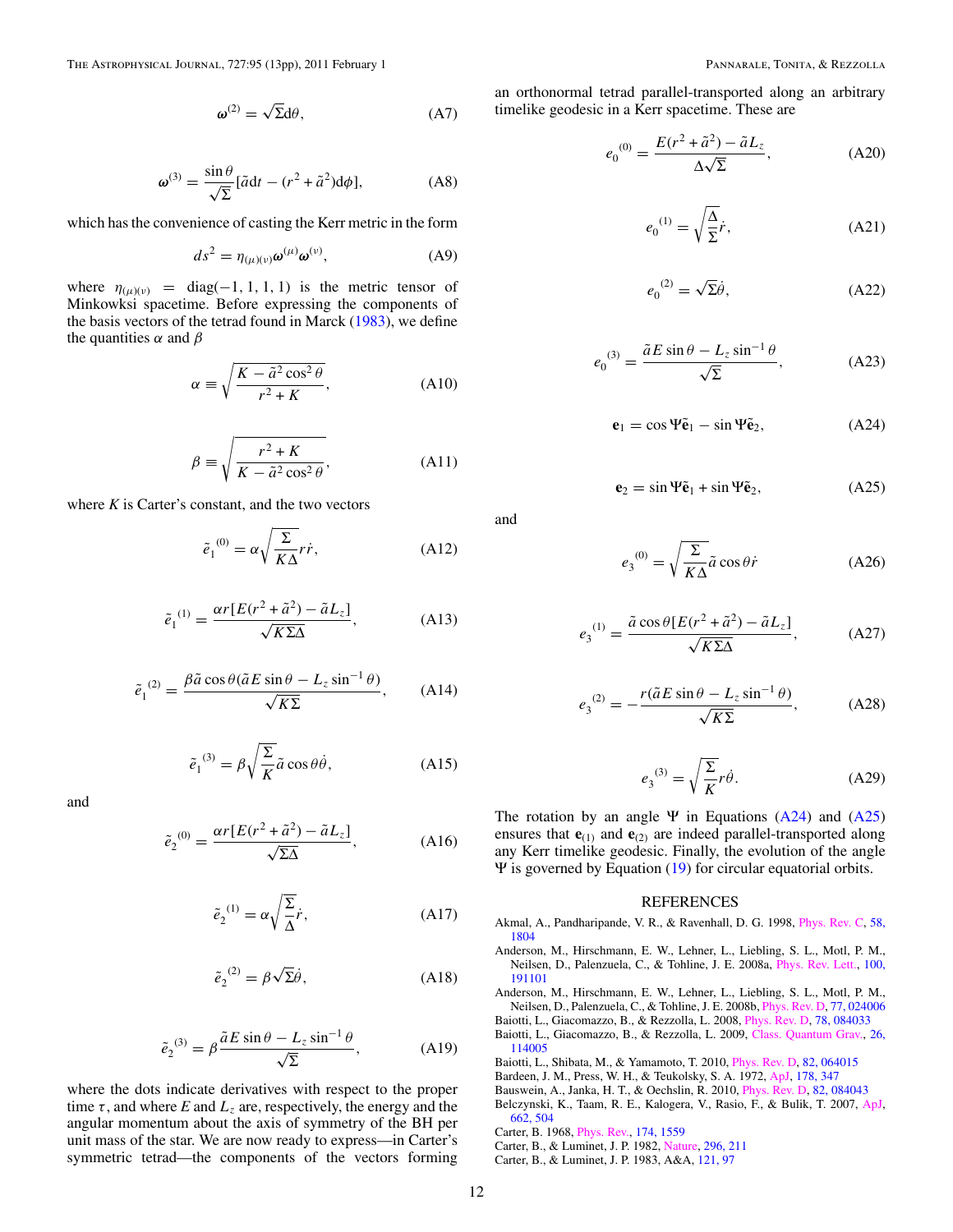$$\boldsymbol{\omega}^{(2)} = \sqrt{\Sigma}\mathrm{d}\theta, \tag{A7}$$

$$\boldsymbol{\omega}^{(3)} = \frac{\sin\theta}{\sqrt{\Sigma}}[\tilde{a}\mathrm{d}t - (r^2 + \tilde{a}^2)\mathrm{d}\phi], \tag{A8}$$

which has the convenience of casting the Kerr metric in the form

$$ds^2 = \eta_{(\mu)(\nu)}\boldsymbol{\omega}^{(\mu)}\boldsymbol{\omega}^{(\nu)}, \tag{A9}$$

where $\eta_{(\mu)(\nu)} = \mathrm{diag}(-1, 1, 1, 1)$ is the metric tensor of Minkowksi spacetime. Before expressing the components of the basis vectors of the tetrad found in Marck (1983), we define the quantities $\alpha$ and $\beta$

$$\alpha \equiv \sqrt{\frac{K - \tilde{a}^2\cos^2\theta}{r^2 + K}}, \tag{A10}$$

$$\beta \equiv \sqrt{\frac{r^2 + K}{K - \tilde{a}^2\cos^2\theta}}, \tag{A11}$$

where $K$ is Carter's constant, and the two vectors

$$\tilde{e}_1{}^{(0)} = \alpha\sqrt{\frac{\Sigma}{K\Delta}}r\dot{r}, \tag{A12}$$

$$\tilde{e}_1{}^{(1)} = \frac{\alpha r[E(r^2 + \tilde{a}^2) - \tilde{a}L_z]}{\sqrt{K\Sigma\Delta}}, \tag{A13}$$

$$\tilde{e}_1{}^{(2)} = \frac{\beta\tilde{a}\cos\theta(\tilde{a}E\sin\theta - L_z\sin^{-1}\theta)}{\sqrt{K\Sigma}}, \tag{A14}$$

$$\tilde{e}_1{}^{(3)} = \beta\sqrt{\frac{\Sigma}{K}}\tilde{a}\cos\theta\dot{\theta}, \tag{A15}$$

and

$$\tilde{e}_2{}^{(0)} = \frac{\alpha r[E(r^2 + \tilde{a}^2) - \tilde{a}L_z]}{\sqrt{\Sigma\Delta}}, \tag{A16}$$

$$\tilde{e}_2{}^{(1)} = \alpha\sqrt{\frac{\Sigma}{\Delta}}\dot{r}, \tag{A17}$$

$$\tilde{e}_2{}^{(2)} = \beta\sqrt{\Sigma}\dot{\theta}, \tag{A18}$$

$$\tilde{e}_2{}^{(3)} = \beta\frac{\tilde{a}E\sin\theta - L_z\sin^{-1}\theta}{\sqrt{\Sigma}}, \tag{A19}$$

where the dots indicate derivatives with respect to the proper time $\tau$, and where $E$ and $L_z$ are, respectively, the energy and the angular momentum about the axis of symmetry of the BH per unit mass of the star. We are now ready to express—in Carter's symmetric tetrad—the components of the vectors forming an orthonormal tetrad parallel-transported along an arbitrary timelike geodesic in a Kerr spacetime. These are

$$e_0{}^{(0)} = \frac{E(r^2 + \tilde{a}^2) - \tilde{a}L_z}{\Delta\sqrt{\Sigma}}, \tag{A20}$$

$$e_0{}^{(1)} = \sqrt{\frac{\Delta}{\Sigma}}\dot{r}, \tag{A21}$$

$$e_0{}^{(2)} = \sqrt{\Sigma}\dot{\theta}, \tag{A22}$$

$$e_0{}^{(3)} = \frac{\tilde{a}E\sin\theta - L_z\sin^{-1}\theta}{\sqrt{\Sigma}}, \tag{A23}$$

$$\mathbf{e}_1 = \cos\Psi\tilde{\mathbf{e}}_1 - \sin\Psi\tilde{\mathbf{e}}_2, \tag{A24}$$

$$\mathbf{e}_2 = \sin\Psi\tilde{\mathbf{e}}_1 + \sin\Psi\tilde{\mathbf{e}}_2, \tag{A25}$$

and

$$e_3{}^{(0)} = \sqrt{\frac{\Sigma}{K\Delta}}\tilde{a}\cos\theta\dot{r} \tag{A26}$$

$$e_3{}^{(1)} = \frac{\tilde{a}\cos\theta[E(r^2 + \tilde{a}^2) - \tilde{a}L_z]}{\sqrt{K\Sigma\Delta}}, \tag{A27}$$

$$e_3{}^{(2)} = -\frac{r(\tilde{a}E\sin\theta - L_z\sin^{-1}\theta)}{\sqrt{K\Sigma}}, \tag{A28}$$

$$e_3{}^{(3)} = \sqrt{\frac{\Sigma}{K}}r\dot{\theta}. \tag{A29}$$

The rotation by an angle $\Psi$ in Equations (A24) and (A25) ensures that $\mathbf{e}_{(1)}$ and $\mathbf{e}_{(2)}$ are indeed parallel-transported along any Kerr timelike geodesic. Finally, the evolution of the angle $\Psi$ is governed by Equation (19) for circular equatorial orbits.

## REFERENCES

Akmal, A., Pandharipande, V. R., & Ravenhall, D. G. 1998, Phys. Rev. C, 58, 1804

Anderson, M., Hirschmann, E. W., Lehner, L., Liebling, S. L., Motl, P. M., Neilsen, D., Palenzuela, C., & Tohline, J. E. 2008a, Phys. Rev. Lett., 100, 191101

Anderson, M., Hirschmann, E. W., Lehner, L., Liebling, S. L., Motl, P. M., Neilsen, D., Palenzuela, C., & Tohline, J. E. 2008b, Phys. Rev. D, 77, 024006

Baiotti, L., Giacomazzo, B., & Rezzolla, L. 2008, Phys. Rev. D, 78, 084033

Baiotti, L., Giacomazzo, B., & Rezzolla, L. 2009, Class. Quantum Grav., 26, 114005

Baiotti, L., Shibata, M., & Yamamoto, T. 2010, Phys. Rev. D, 82, 064015

Bardeen, J. M., Press, W. H., & Teukolsky, S. A. 1972, ApJ, 178, 347

Bauswein, A., Janka, H. T., & Oechslin, R. 2010, Phys. Rev. D, 82, 084043

Belczynski, K., Taam, R. E., Kalogera, V., Rasio, F., & Bulik, T. 2007, ApJ, 662, 504

Carter, B. 1968, Phys. Rev., 174, 1559

Carter, B., & Luminet, J. P. 1982, Nature, 296, 211

Carter, B., & Luminet, J. P. 1983, A&A, 121, 97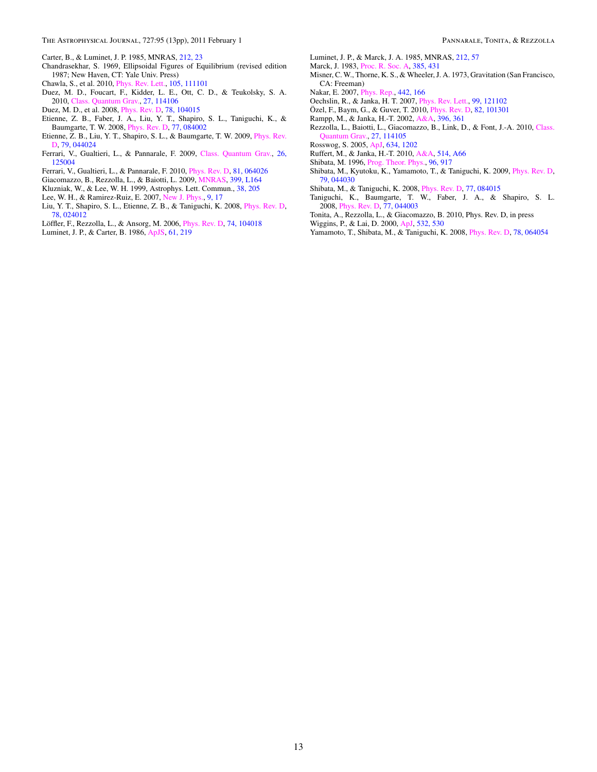Carter, B., & Luminet, J. P. 1985, MNRAS, 212, 23

Chandrasekhar, S. 1969, Ellipsoidal Figures of Equilibrium (revised edition 1987; New Haven, CT: Yale Univ. Press)

Chawla, S., et al. 2010, Phys. Rev. Lett., 105, 111101

Duez, M. D., Foucart, F., Kidder, L. E., Ott, C. D., & Teukolsky, S. A. 2010, Class. Quantum Grav., 27, 114106

Duez, M. D., et al. 2008, Phys. Rev. D, 78, 104015

Etienne, Z. B., Faber, J. A., Liu, Y. T., Shapiro, S. L., Taniguchi, K., & Baumgarte, T. W. 2008, Phys. Rev. D, 77, 084002

Etienne, Z. B., Liu, Y. T., Shapiro, S. L., & Baumgarte, T. W. 2009, Phys. Rev. D, 79, 044024

Ferrari, V., Gualtieri, L., & Pannarale, F. 2009, Class. Quantum Grav., 26, 125004

Ferrari, V., Gualtieri, L., & Pannarale, F. 2010, Phys. Rev. D, 81, 064026

Giacomazzo, B., Rezzolla, L., & Baiotti, L. 2009, MNRAS, 399, L164

Kluzniak, W., & Lee, W. H. 1999, Astrophys. Lett. Commun., 38, 205

Lee, W. H., & Ramirez-Ruiz, E. 2007, New J. Phys., 9, 17

Liu, Y. T., Shapiro, S. L., Etienne, Z. B., & Taniguchi, K. 2008, Phys. Rev. D, 78, 024012

Löffler, F., Rezzolla, L., & Ansorg, M. 2006, Phys. Rev. D, 74, 104018

Luminet, J. P., & Carter, B. 1986, ApJS, 61, 219

Luminet, J. P., & Marck, J. A. 1985, MNRAS, 212, 57

Marck, J. 1983, Proc. R. Soc. A, 385, 431

Misner, C. W., Thorne, K. S., & Wheeler, J. A. 1973, Gravitation (San Francisco, CA: Freeman)

Nakar, E. 2007, Phys. Rep., 442, 166

Oechslin, R., & Janka, H. T. 2007, Phys. Rev. Lett., 99, 121102

Özel, F., Baym, G., & Guver, T. 2010, Phys. Rev. D, 82, 101301

Rampp, M., & Janka, H.-T. 2002, A&A, 396, 361

Rezzolla, L., Baiotti, L., Giacomazzo, B., Link, D., & Font, J.-A. 2010, Class. Quantum Grav., 27, 114105

Rosswog, S. 2005, ApJ, 634, 1202

Ruffert, M., & Janka, H.-T. 2010, A&A, 514, A66

Shibata, M. 1996, Prog. Theor. Phys., 96, 917

Shibata, M., Kyutoku, K., Yamamoto, T., & Taniguchi, K. 2009, Phys. Rev. D, 79, 044030

Shibata, M., & Taniguchi, K. 2008, Phys. Rev. D, 77, 084015

Taniguchi, K., Baumgarte, T. W., Faber, J. A., & Shapiro, S. L. 2008, Phys. Rev. D, 77, 044003

Tonita, A., Rezzolla, L., & Giacomazzo, B. 2010, Phys. Rev. D, in press

Wiggins, P., & Lai, D. 2000, ApJ, 532, 530

Yamamoto, T., Shibata, M., & Taniguchi, K. 2008, Phys. Rev. D, 78, 064054